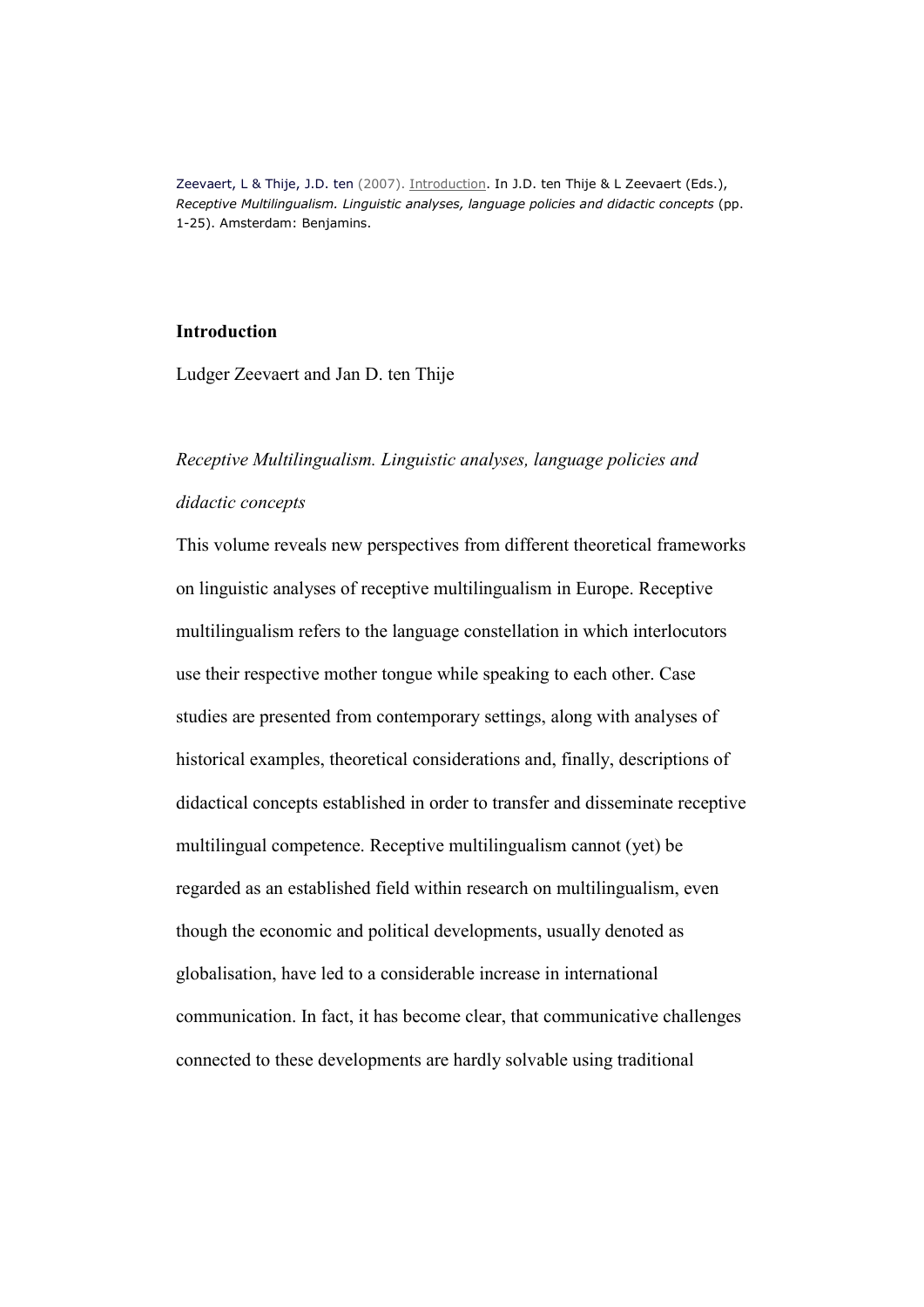Zeevaert, L & Thije, J.D. ten (2007). Introduction. In J.D. ten Thije & L Zeevaert (Eds.), *Receptive Multilingualism. Linguistic analyses, language policies and didactic concepts* (pp. 1-25). Amsterdam: Benjamins.

## Introduction

Ludger Zeevaert and Jan D. ten Thije

*Receptive Multilingualism. Linguistic analyses, language policies and didactic concepts*

This volume reveals new perspectives from different theoretical frameworks on linguistic analyses of receptive multilingualism in Europe. Receptive multilingualism refers to the language constellation in which interlocutors use their respective mother tongue while speaking to each other. Case studies are presented from contemporary settings, along with analyses of historical examples, theoretical considerations and, finally, descriptions of didactical concepts established in order to transfer and disseminate receptive multilingual competence. Receptive multilingualism cannot (yet) be regarded as an established field within research on multilingualism, even though the economic and political developments, usually denoted as globalisation, have led to a considerable increase in international communication. In fact, it has become clear, that communicative challenges connected to these developments are hardly solvable using traditional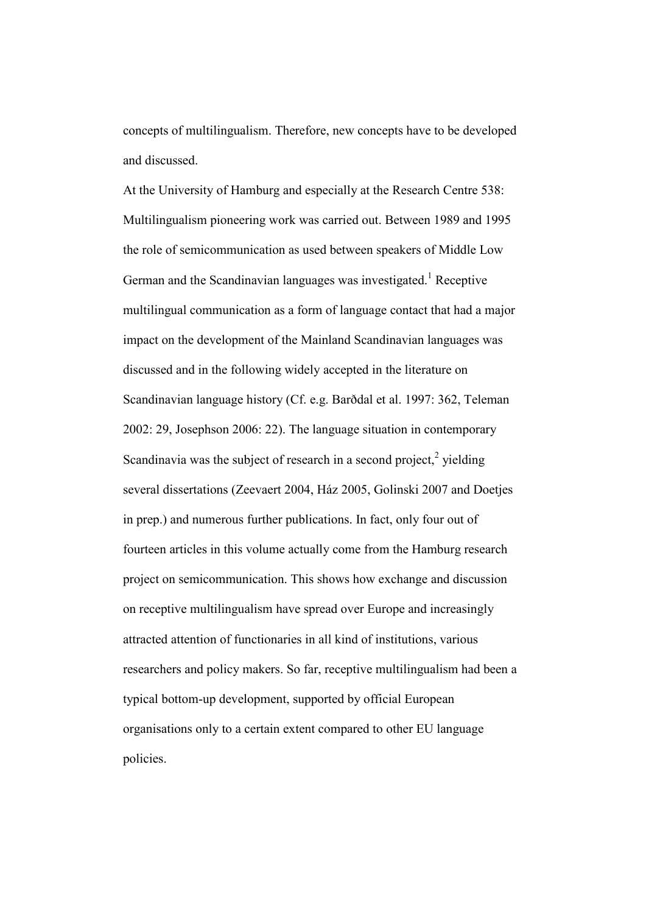concepts of multilingualism. Therefore, new concepts have to be developed and discussed.

At the University of Hamburg and especially at the Research Centre 538: Multilingualism pioneering work was carried out. Between 1989 and 1995 the role of semicommunication as used between speakers of Middle Low German and the Scandinavian languages was investigated.[1] Receptive multilingual communication as a form of language contact that had a major impact on the development of the Mainland Scandinavian languages was discussed and in the following widely accepted in the literature on Scandinavian language history (Cf. e.g. Barðdal et al. 1997: 362, Teleman 2002: 29, Josephson 2006: 22). The language situation in contemporary Scandinavia was the subject of research in a second project,[2] yielding several dissertations (Zeevaert 2004, Ház 2005, Golinski 2007 and Doetjes in prep.) and numerous further publications. In fact, only four out of fourteen articles in this volume actually come from the Hamburg research project on semicommunication. This shows how exchange and discussion on receptive multilingualism have spread over Europe and increasingly attracted attention of functionaries in all kind of institutions, various researchers and policy makers. So far, receptive multilingualism had been a typical bottom-up development, supported by official European organisations only to a certain extent compared to other EU language policies.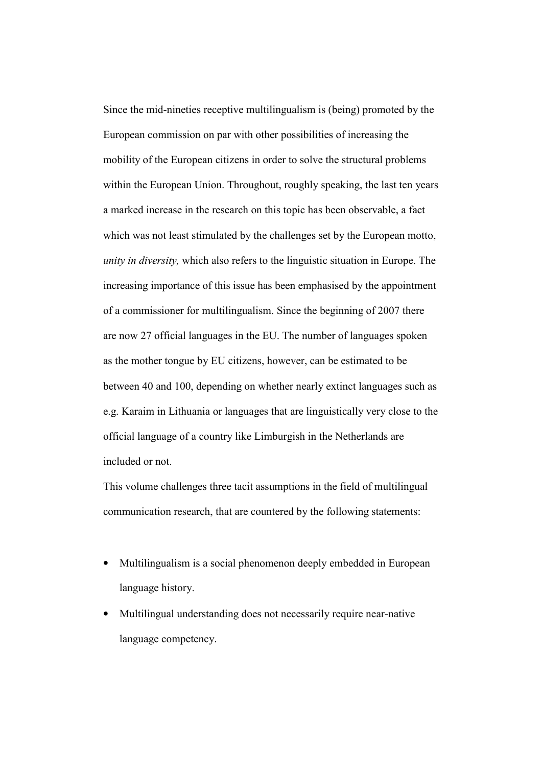Since the mid-nineties receptive multilingualism is (being) promoted by the European commission on par with other possibilities of increasing the mobility of the European citizens in order to solve the structural problems within the European Union. Throughout, roughly speaking, the last ten years a marked increase in the research on this topic has been observable, a fact which was not least stimulated by the challenges set by the European motto, *unity in diversity,* which also refers to the linguistic situation in Europe. The increasing importance of this issue has been emphasised by the appointment of a commissioner for multilingualism. Since the beginning of 2007 there are now 27 official languages in the EU. The number of languages spoken as the mother tongue by EU citizens, however, can be estimated to be between 40 and 100, depending on whether nearly extinct languages such as e.g. Karaim in Lithuania or languages that are linguistically very close to the official language of a country like Limburgish in the Netherlands are included or not.

This volume challenges three tacit assumptions in the field of multilingual communication research, that are countered by the following statements:

- Multilingualism is a social phenomenon deeply embedded in European language history.
- Multilingual understanding does not necessarily require near-native language competency.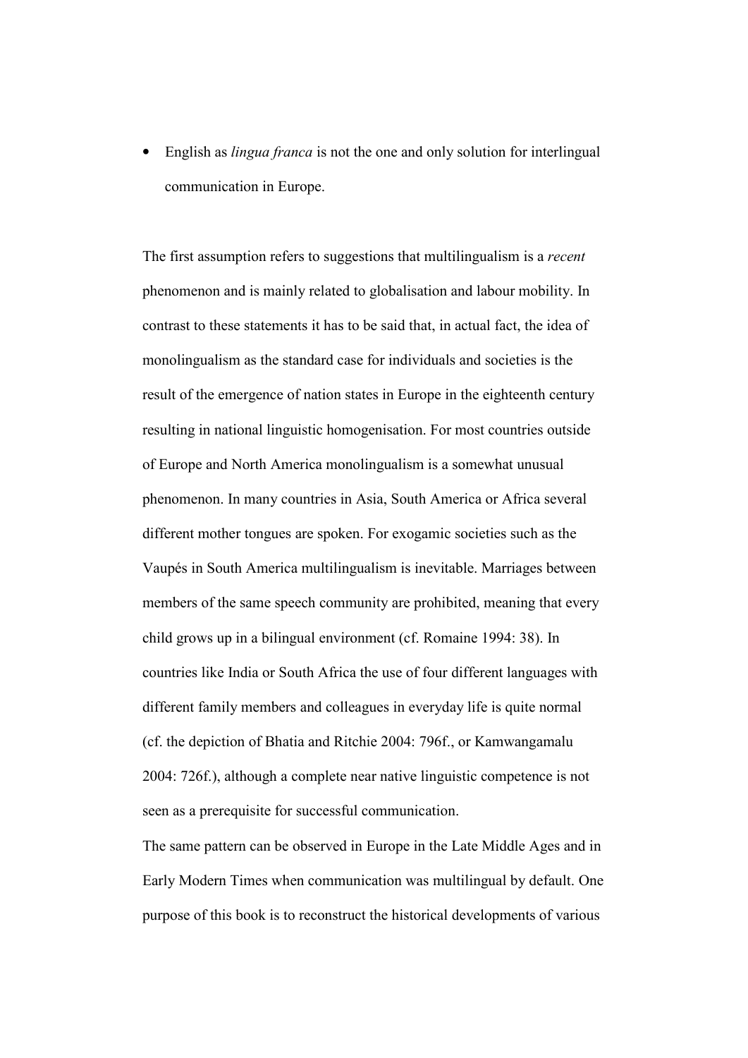- English as *lingua franca* is not the one and only solution for interlingual communication in Europe.

The first assumption refers to suggestions that multilingualism is a *recent* phenomenon and is mainly related to globalisation and labour mobility. In contrast to these statements it has to be said that, in actual fact, the idea of monolingualism as the standard case for individuals and societies is the result of the emergence of nation states in Europe in the eighteenth century resulting in national linguistic homogenisation. For most countries outside of Europe and North America monolingualism is a somewhat unusual phenomenon. In many countries in Asia, South America or Africa several different mother tongues are spoken. For exogamic societies such as the Vaupés in South America multilingualism is inevitable. Marriages between members of the same speech community are prohibited, meaning that every child grows up in a bilingual environment (cf. Romaine 1994: 38). In countries like India or South Africa the use of four different languages with different family members and colleagues in everyday life is quite normal (cf. the depiction of Bhatia and Ritchie 2004: 796f., or Kamwangamalu 2004: 726f.), although a complete near native linguistic competence is not seen as a prerequisite for successful communication.

The same pattern can be observed in Europe in the Late Middle Ages and in Early Modern Times when communication was multilingual by default. One purpose of this book is to reconstruct the historical developments of various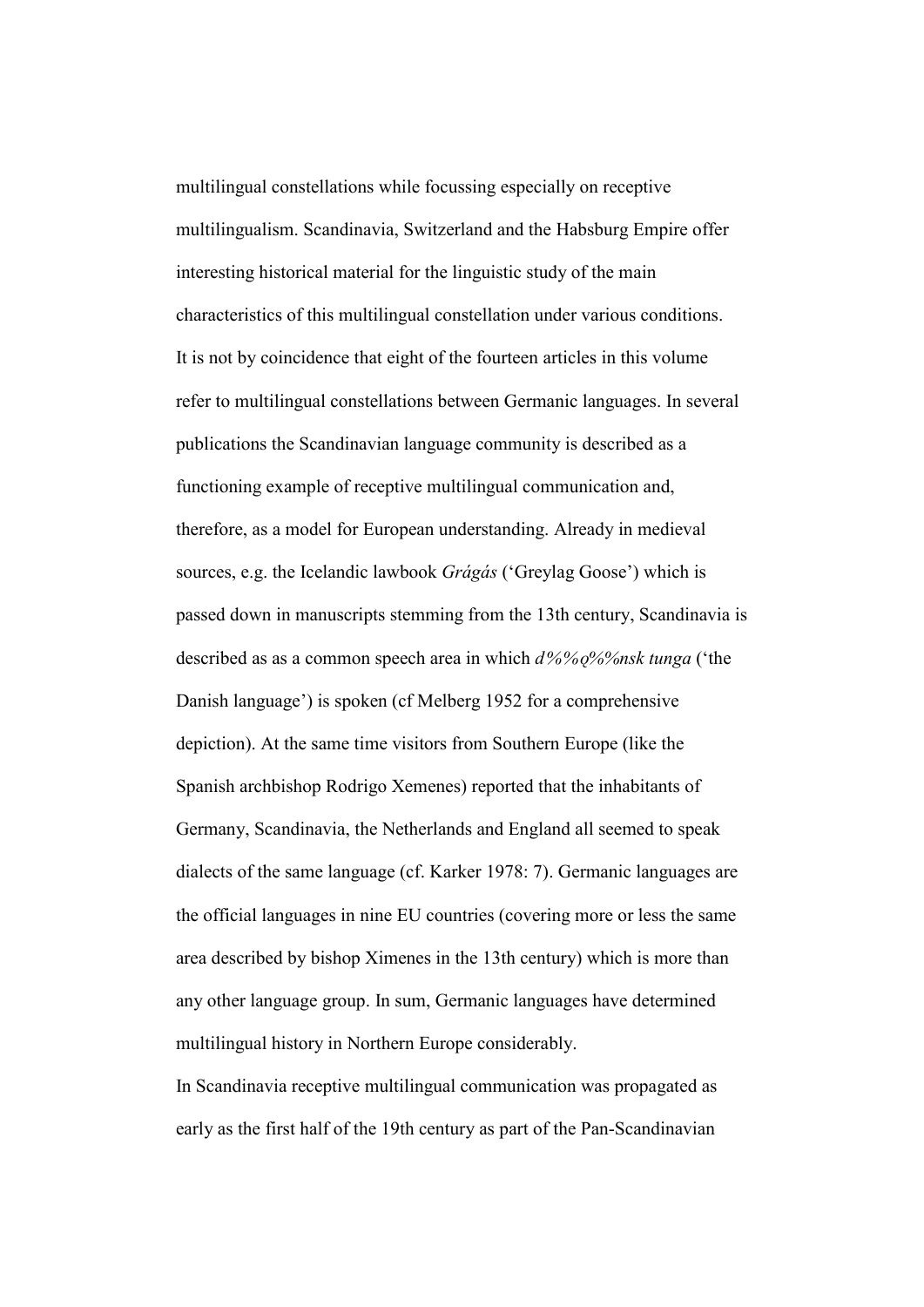multilingual constellations while focussing especially on receptive multilingualism. Scandinavia, Switzerland and the Habsburg Empire offer interesting historical material for the linguistic study of the main characteristics of this multilingual constellation under various conditions. It is not by coincidence that eight of the fourteen articles in this volume refer to multilingual constellations between Germanic languages. In several publications the Scandinavian language community is described as a functioning example of receptive multilingual communication and, therefore, as a model for European understanding. Already in medieval sources, e.g. the Icelandic lawbook *Grágás* ('Greylag Goose') which is passed down in manuscripts stemming from the 13th century, Scandinavia is described as as a common speech area in which *d%%ǫ%%nsk tunga* ('the Danish language') is spoken (cf Melberg 1952 for a comprehensive depiction). At the same time visitors from Southern Europe (like the Spanish archbishop Rodrigo Xemenes) reported that the inhabitants of Germany, Scandinavia, the Netherlands and England all seemed to speak dialects of the same language (cf. Karker 1978: 7). Germanic languages are the official languages in nine EU countries (covering more or less the same area described by bishop Ximenes in the 13th century) which is more than any other language group. In sum, Germanic languages have determined multilingual history in Northern Europe considerably.

In Scandinavia receptive multilingual communication was propagated as early as the first half of the 19th century as part of the Pan-Scandinavian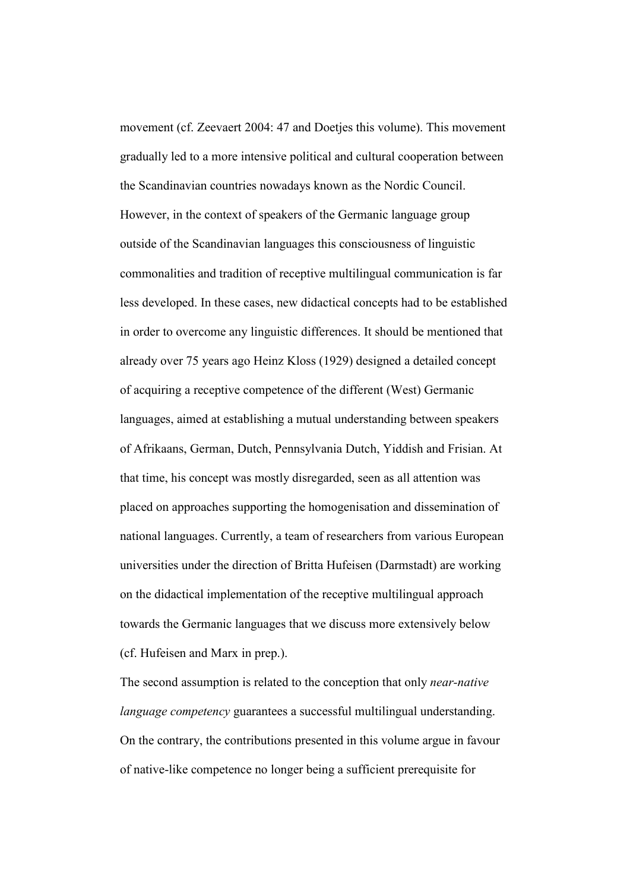movement (cf. Zeevaert 2004: 47 and Doetjes this volume). This movement gradually led to a more intensive political and cultural cooperation between the Scandinavian countries nowadays known as the Nordic Council. However, in the context of speakers of the Germanic language group outside of the Scandinavian languages this consciousness of linguistic commonalities and tradition of receptive multilingual communication is far less developed. In these cases, new didactical concepts had to be established in order to overcome any linguistic differences. It should be mentioned that already over 75 years ago Heinz Kloss (1929) designed a detailed concept of acquiring a receptive competence of the different (West) Germanic languages, aimed at establishing a mutual understanding between speakers of Afrikaans, German, Dutch, Pennsylvania Dutch, Yiddish and Frisian. At that time, his concept was mostly disregarded, seen as all attention was placed on approaches supporting the homogenisation and dissemination of national languages. Currently, a team of researchers from various European universities under the direction of Britta Hufeisen (Darmstadt) are working on the didactical implementation of the receptive multilingual approach towards the Germanic languages that we discuss more extensively below (cf. Hufeisen and Marx in prep.).

The second assumption is related to the conception that only *near-native language competency* guarantees a successful multilingual understanding. On the contrary, the contributions presented in this volume argue in favour of native-like competence no longer being a sufficient prerequisite for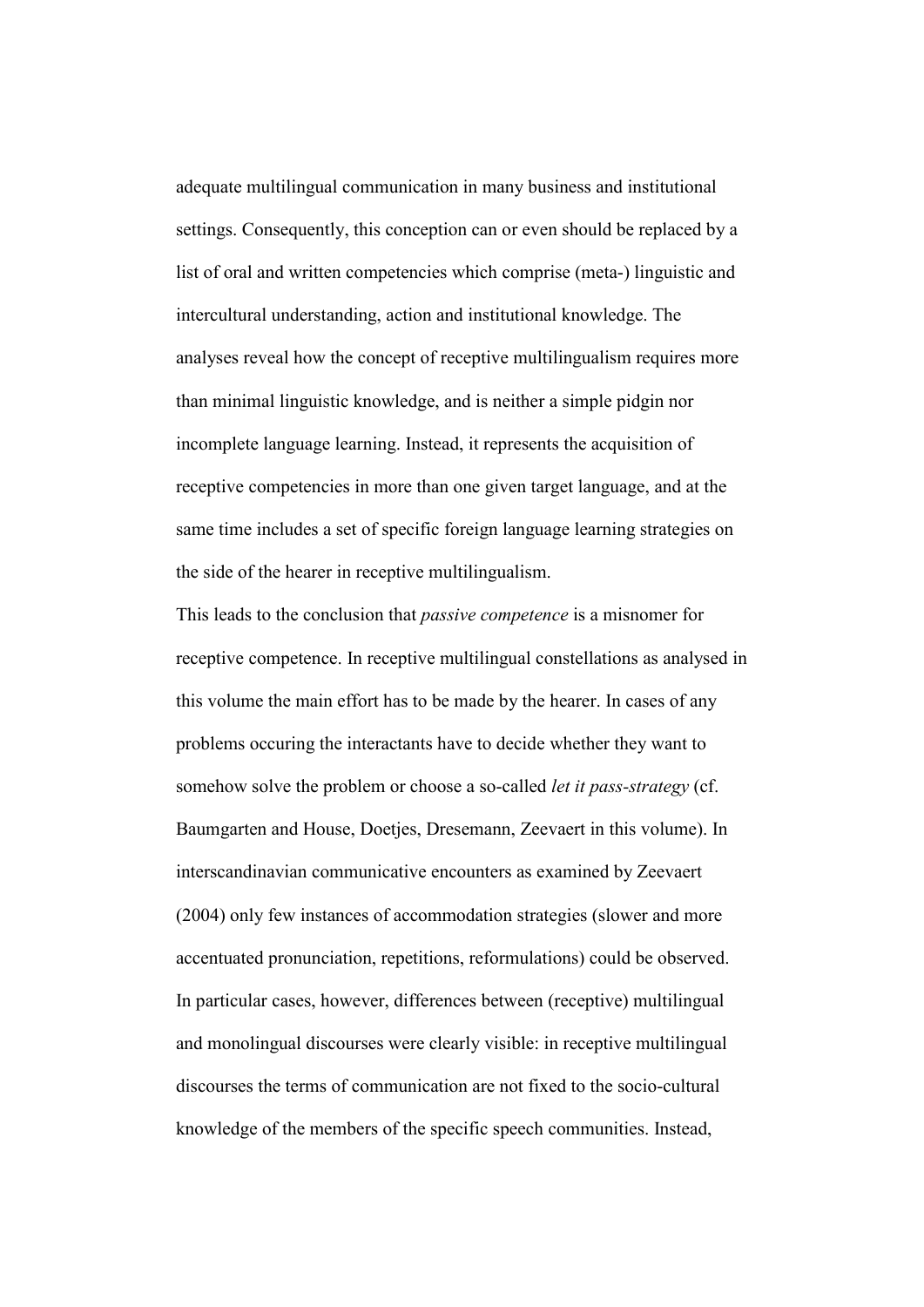adequate multilingual communication in many business and institutional settings. Consequently, this conception can or even should be replaced by a list of oral and written competencies which comprise (meta-) linguistic and intercultural understanding, action and institutional knowledge. The analyses reveal how the concept of receptive multilingualism requires more than minimal linguistic knowledge, and is neither a simple pidgin nor incomplete language learning. Instead, it represents the acquisition of receptive competencies in more than one given target language, and at the same time includes a set of specific foreign language learning strategies on the side of the hearer in receptive multilingualism.

This leads to the conclusion that *passive competence* is a misnomer for receptive competence. In receptive multilingual constellations as analysed in this volume the main effort has to be made by the hearer. In cases of any problems occuring the interactants have to decide whether they want to somehow solve the problem or choose a so-called *let it pass-strategy* (cf. Baumgarten and House, Doetjes, Dresemann, Zeevaert in this volume). In interscandinavian communicative encounters as examined by Zeevaert (2004) only few instances of accommodation strategies (slower and more accentuated pronunciation, repetitions, reformulations) could be observed. In particular cases, however, differences between (receptive) multilingual and monolingual discourses were clearly visible: in receptive multilingual discourses the terms of communication are not fixed to the socio-cultural knowledge of the members of the specific speech communities. Instead,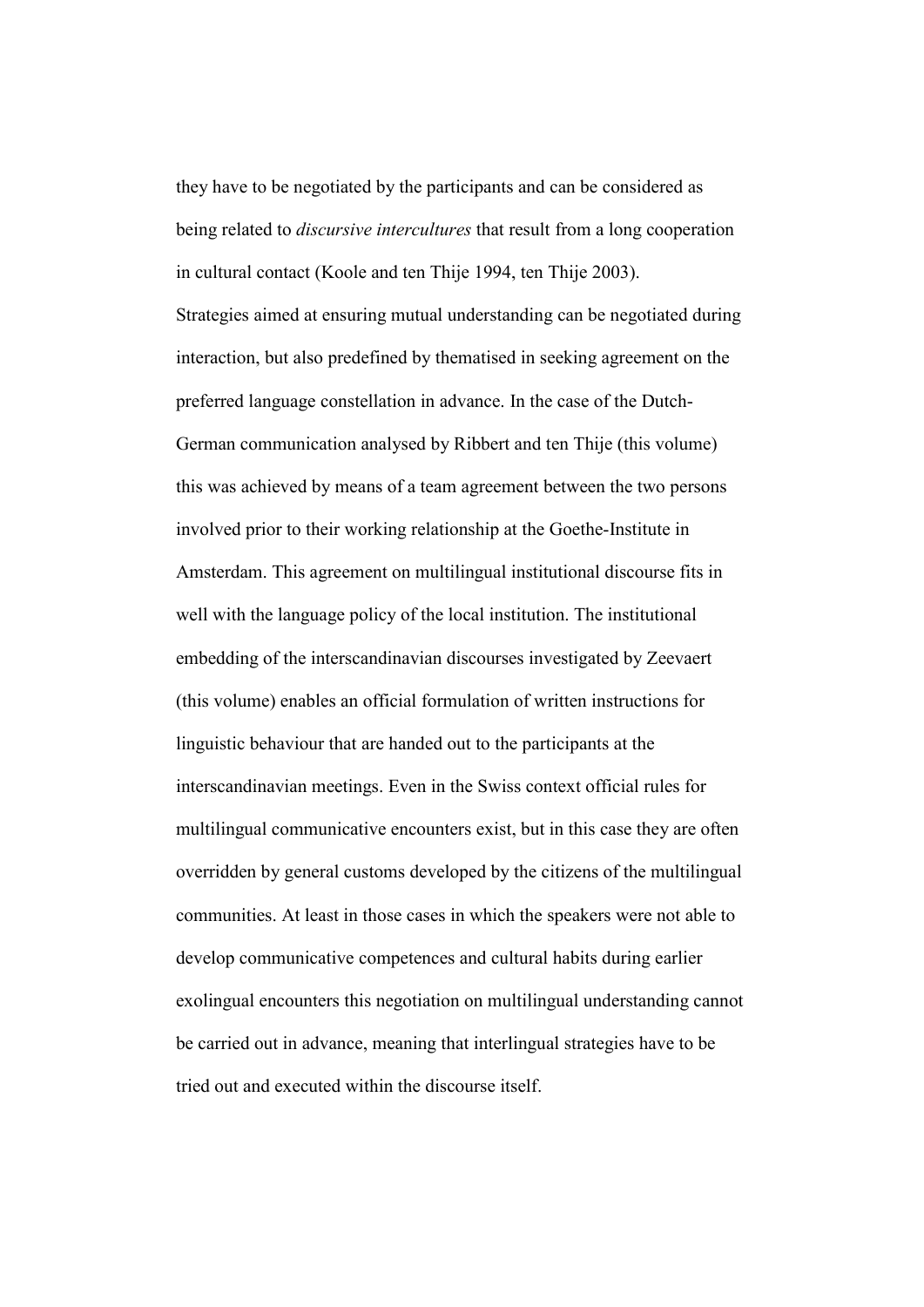they have to be negotiated by the participants and can be considered as being related to *discursive intercultures* that result from a long cooperation in cultural contact (Koole and ten Thije 1994, ten Thije 2003).

Strategies aimed at ensuring mutual understanding can be negotiated during interaction, but also predefined by thematised in seeking agreement on the preferred language constellation in advance. In the case of the Dutch-German communication analysed by Ribbert and ten Thije (this volume) this was achieved by means of a team agreement between the two persons involved prior to their working relationship at the Goethe-Institute in Amsterdam. This agreement on multilingual institutional discourse fits in well with the language policy of the local institution. The institutional embedding of the interscandinavian discourses investigated by Zeevaert (this volume) enables an official formulation of written instructions for linguistic behaviour that are handed out to the participants at the interscandinavian meetings. Even in the Swiss context official rules for multilingual communicative encounters exist, but in this case they are often overridden by general customs developed by the citizens of the multilingual communities. At least in those cases in which the speakers were not able to develop communicative competences and cultural habits during earlier exolingual encounters this negotiation on multilingual understanding cannot be carried out in advance, meaning that interlingual strategies have to be tried out and executed within the discourse itself.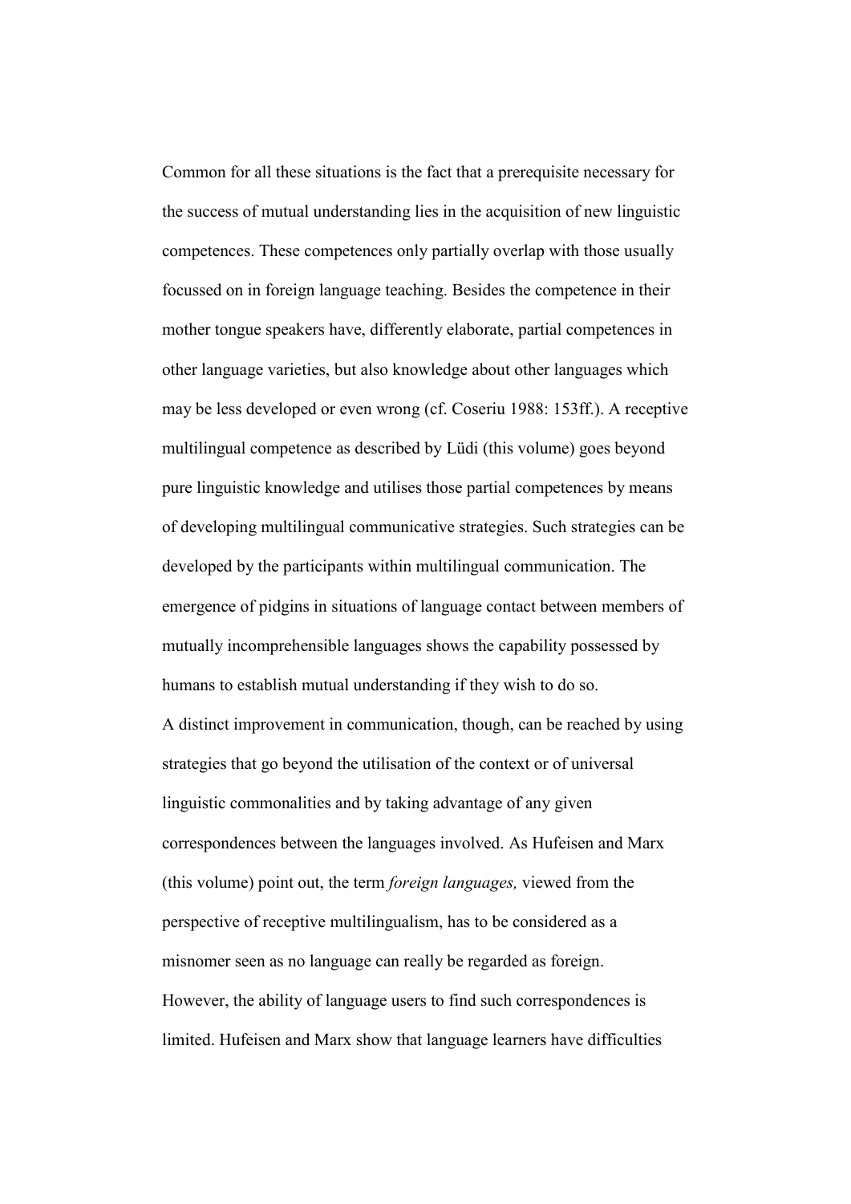Common for all these situations is the fact that a prerequisite necessary for the success of mutual understanding lies in the acquisition of new linguistic competences. These competences only partially overlap with those usually focussed on in foreign language teaching. Besides the competence in their mother tongue speakers have, differently elaborate, partial competences in other language varieties, but also knowledge about other languages which may be less developed or even wrong (cf. Coseriu 1988: 153ff.). A receptive multilingual competence as described by Lüdi (this volume) goes beyond pure linguistic knowledge and utilises those partial competences by means of developing multilingual communicative strategies. Such strategies can be developed by the participants within multilingual communication. The emergence of pidgins in situations of language contact between members of mutually incomprehensible languages shows the capability possessed by humans to establish mutual understanding if they wish to do so.

A distinct improvement in communication, though, can be reached by using strategies that go beyond the utilisation of the context or of universal linguistic commonalities and by taking advantage of any given correspondences between the languages involved. As Hufeisen and Marx (this volume) point out, the term *foreign languages,* viewed from the perspective of receptive multilingualism, has to be considered as a misnomer seen as no language can really be regarded as foreign.

However, the ability of language users to find such correspondences is limited. Hufeisen and Marx show that language learners have difficulties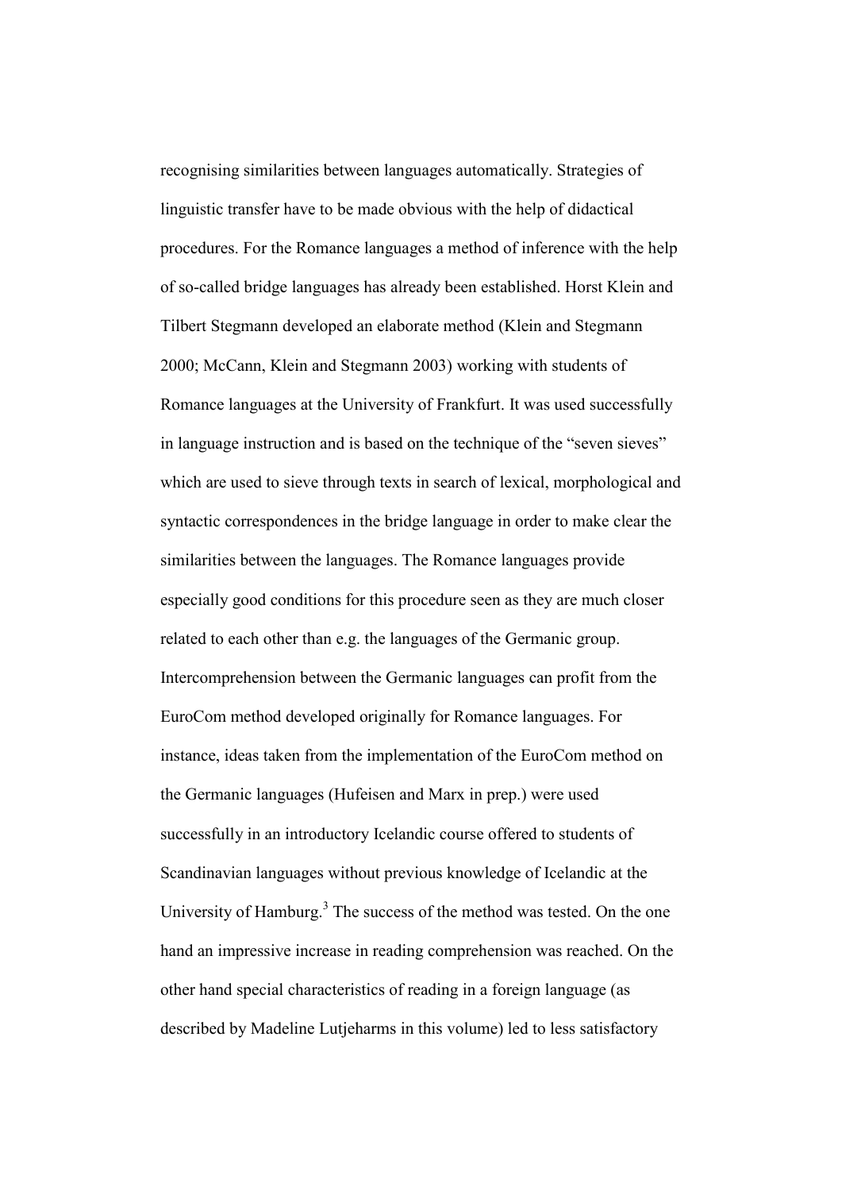recognising similarities between languages automatically. Strategies of linguistic transfer have to be made obvious with the help of didactical procedures. For the Romance languages a method of inference with the help of so-called bridge languages has already been established. Horst Klein and Tilbert Stegmann developed an elaborate method (Klein and Stegmann 2000; McCann, Klein and Stegmann 2003) working with students of Romance languages at the University of Frankfurt. It was used successfully in language instruction and is based on the technique of the "seven sieves" which are used to sieve through texts in search of lexical, morphological and syntactic correspondences in the bridge language in order to make clear the similarities between the languages. The Romance languages provide especially good conditions for this procedure seen as they are much closer related to each other than e.g. the languages of the Germanic group. Intercomprehension between the Germanic languages can profit from the EuroCom method developed originally for Romance languages. For instance, ideas taken from the implementation of the EuroCom method on the Germanic languages (Hufeisen and Marx in prep.) were used successfully in an introductory Icelandic course offered to students of Scandinavian languages without previous knowledge of Icelandic at the University of Hamburg.[3] The success of the method was tested. On the one hand an impressive increase in reading comprehension was reached. On the other hand special characteristics of reading in a foreign language (as described by Madeline Lutjeharms in this volume) led to less satisfactory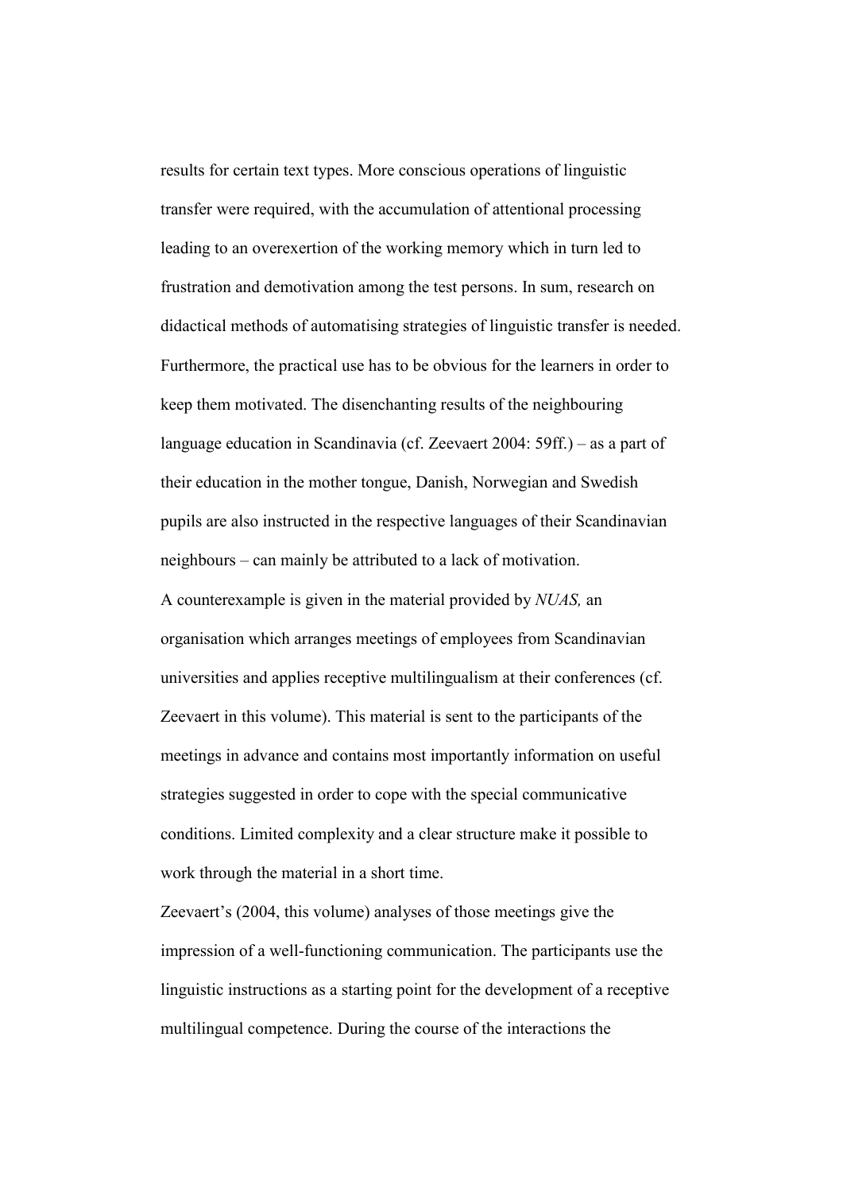results for certain text types. More conscious operations of linguistic transfer were required, with the accumulation of attentional processing leading to an overexertion of the working memory which in turn led to frustration and demotivation among the test persons. In sum, research on didactical methods of automatising strategies of linguistic transfer is needed. Furthermore, the practical use has to be obvious for the learners in order to keep them motivated. The disenchanting results of the neighbouring language education in Scandinavia (cf. Zeevaert 2004: 59ff.) – as a part of their education in the mother tongue, Danish, Norwegian and Swedish pupils are also instructed in the respective languages of their Scandinavian neighbours – can mainly be attributed to a lack of motivation.

A counterexample is given in the material provided by *NUAS,* an organisation which arranges meetings of employees from Scandinavian universities and applies receptive multilingualism at their conferences (cf. Zeevaert in this volume). This material is sent to the participants of the meetings in advance and contains most importantly information on useful strategies suggested in order to cope with the special communicative conditions. Limited complexity and a clear structure make it possible to work through the material in a short time.

Zeevaert's (2004, this volume) analyses of those meetings give the impression of a well-functioning communication. The participants use the linguistic instructions as a starting point for the development of a receptive multilingual competence. During the course of the interactions the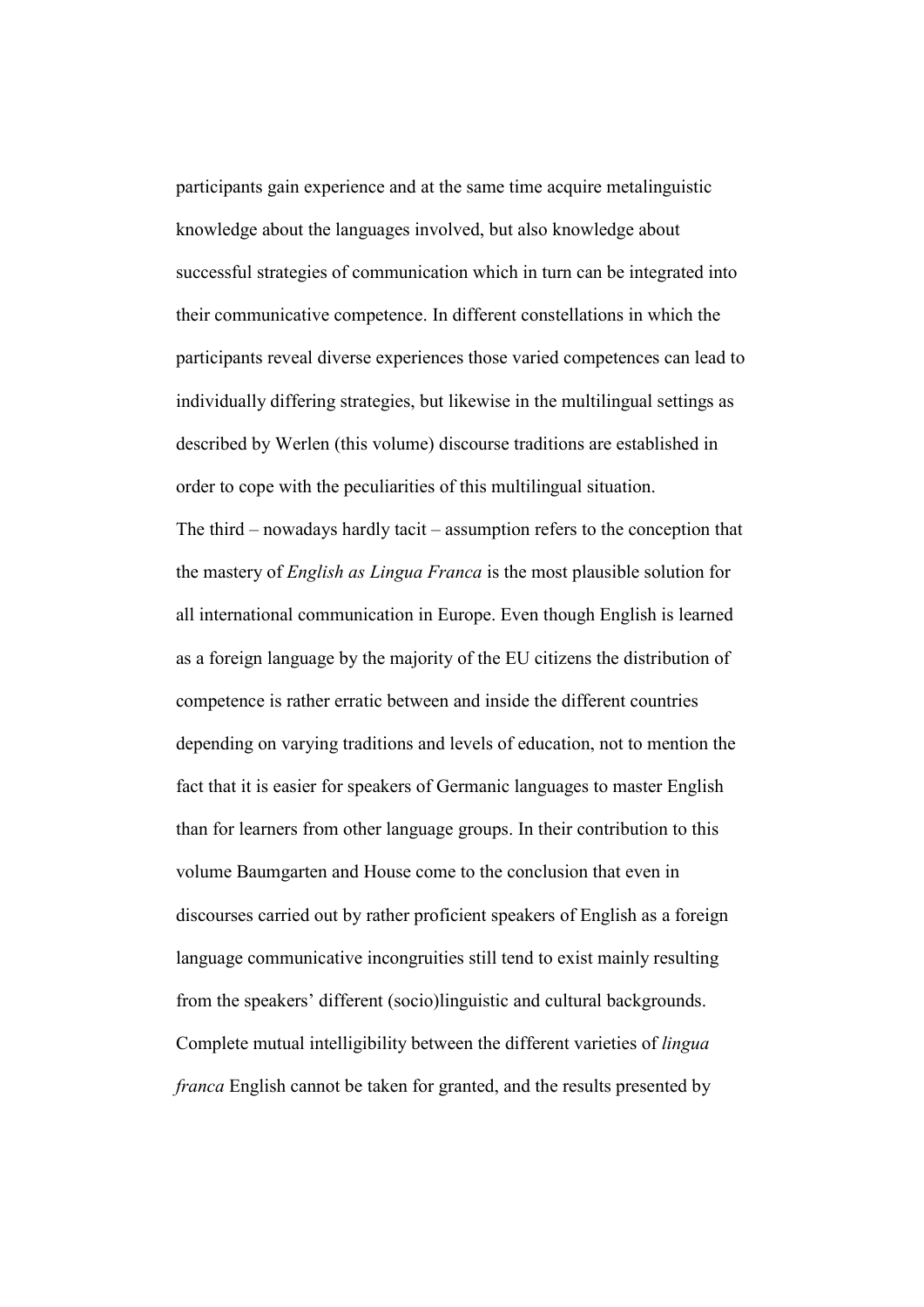participants gain experience and at the same time acquire metalinguistic knowledge about the languages involved, but also knowledge about successful strategies of communication which in turn can be integrated into their communicative competence. In different constellations in which the participants reveal diverse experiences those varied competences can lead to individually differing strategies, but likewise in the multilingual settings as described by Werlen (this volume) discourse traditions are established in order to cope with the peculiarities of this multilingual situation.

The third – nowadays hardly tacit – assumption refers to the conception that the mastery of *English as Lingua Franca* is the most plausible solution for all international communication in Europe. Even though English is learned as a foreign language by the majority of the EU citizens the distribution of competence is rather erratic between and inside the different countries depending on varying traditions and levels of education, not to mention the fact that it is easier for speakers of Germanic languages to master English than for learners from other language groups. In their contribution to this volume Baumgarten and House come to the conclusion that even in discourses carried out by rather proficient speakers of English as a foreign language communicative incongruities still tend to exist mainly resulting from the speakers' different (socio)linguistic and cultural backgrounds. Complete mutual intelligibility between the different varieties of *lingua franca* English cannot be taken for granted, and the results presented by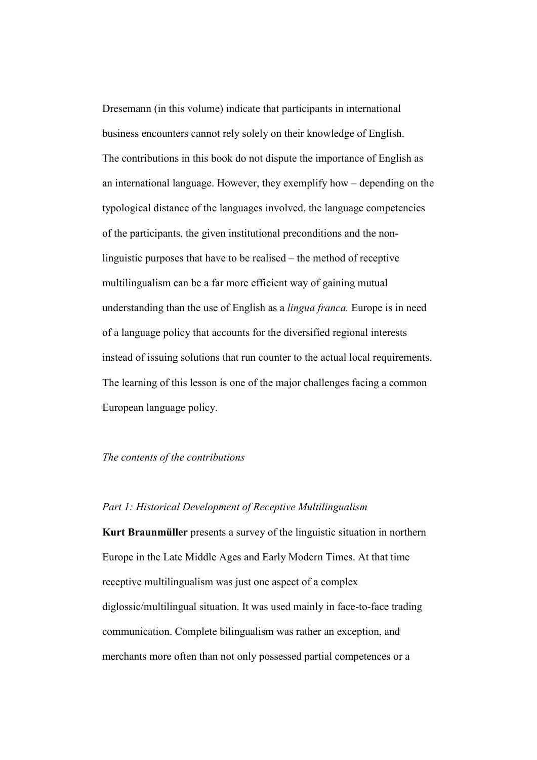Dresemann (in this volume) indicate that participants in international business encounters cannot rely solely on their knowledge of English. The contributions in this book do not dispute the importance of English as an international language. However, they exemplify how – depending on the typological distance of the languages involved, the language competencies of the participants, the given institutional preconditions and the non-linguistic purposes that have to be realised – the method of receptive multilingualism can be a far more efficient way of gaining mutual understanding than the use of English as a *lingua franca.* Europe is in need of a language policy that accounts for the diversified regional interests instead of issuing solutions that run counter to the actual local requirements. The learning of this lesson is one of the major challenges facing a common European language policy.

*The contents of the contributions*

*Part 1: Historical Development of Receptive Multilingualism*

**Kurt Braunmüller** presents a survey of the linguistic situation in northern Europe in the Late Middle Ages and Early Modern Times. At that time receptive multilingualism was just one aspect of a complex diglossic/multilingual situation. It was used mainly in face-to-face trading communication. Complete bilingualism was rather an exception, and merchants more often than not only possessed partial competences or a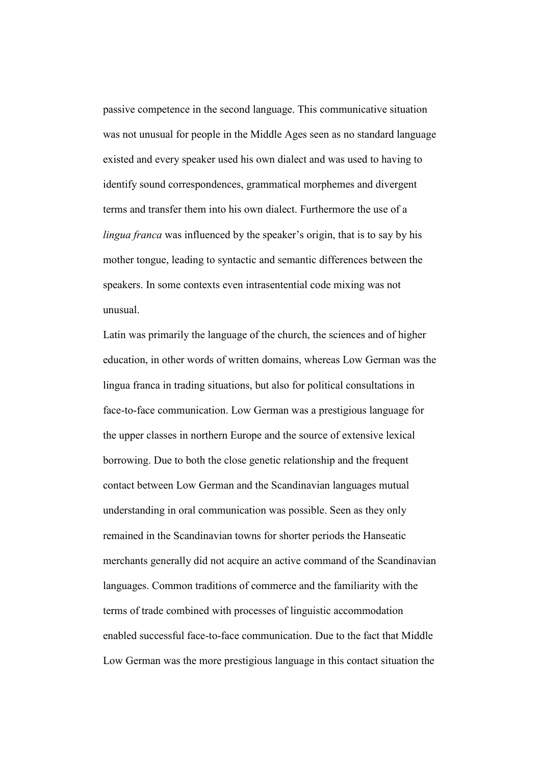passive competence in the second language. This communicative situation was not unusual for people in the Middle Ages seen as no standard language existed and every speaker used his own dialect and was used to having to identify sound correspondences, grammatical morphemes and divergent terms and transfer them into his own dialect. Furthermore the use of a *lingua franca* was influenced by the speaker's origin, that is to say by his mother tongue, leading to syntactic and semantic differences between the speakers. In some contexts even intrasentential code mixing was not unusual.

Latin was primarily the language of the church, the sciences and of higher education, in other words of written domains, whereas Low German was the lingua franca in trading situations, but also for political consultations in face-to-face communication. Low German was a prestigious language for the upper classes in northern Europe and the source of extensive lexical borrowing. Due to both the close genetic relationship and the frequent contact between Low German and the Scandinavian languages mutual understanding in oral communication was possible. Seen as they only remained in the Scandinavian towns for shorter periods the Hanseatic merchants generally did not acquire an active command of the Scandinavian languages. Common traditions of commerce and the familiarity with the terms of trade combined with processes of linguistic accommodation enabled successful face-to-face communication. Due to the fact that Middle Low German was the more prestigious language in this contact situation the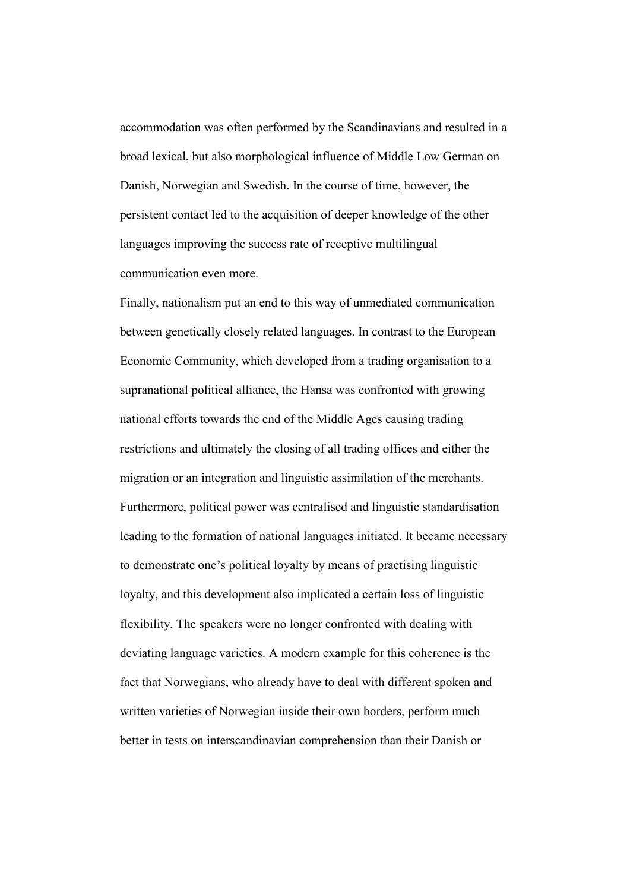accommodation was often performed by the Scandinavians and resulted in a broad lexical, but also morphological influence of Middle Low German on Danish, Norwegian and Swedish. In the course of time, however, the persistent contact led to the acquisition of deeper knowledge of the other languages improving the success rate of receptive multilingual communication even more.

Finally, nationalism put an end to this way of unmediated communication between genetically closely related languages. In contrast to the European Economic Community, which developed from a trading organisation to a supranational political alliance, the Hansa was confronted with growing national efforts towards the end of the Middle Ages causing trading restrictions and ultimately the closing of all trading offices and either the migration or an integration and linguistic assimilation of the merchants. Furthermore, political power was centralised and linguistic standardisation leading to the formation of national languages initiated. It became necessary to demonstrate one's political loyalty by means of practising linguistic loyalty, and this development also implicated a certain loss of linguistic flexibility. The speakers were no longer confronted with dealing with deviating language varieties. A modern example for this coherence is the fact that Norwegians, who already have to deal with different spoken and written varieties of Norwegian inside their own borders, perform much better in tests on interscandinavian comprehension than their Danish or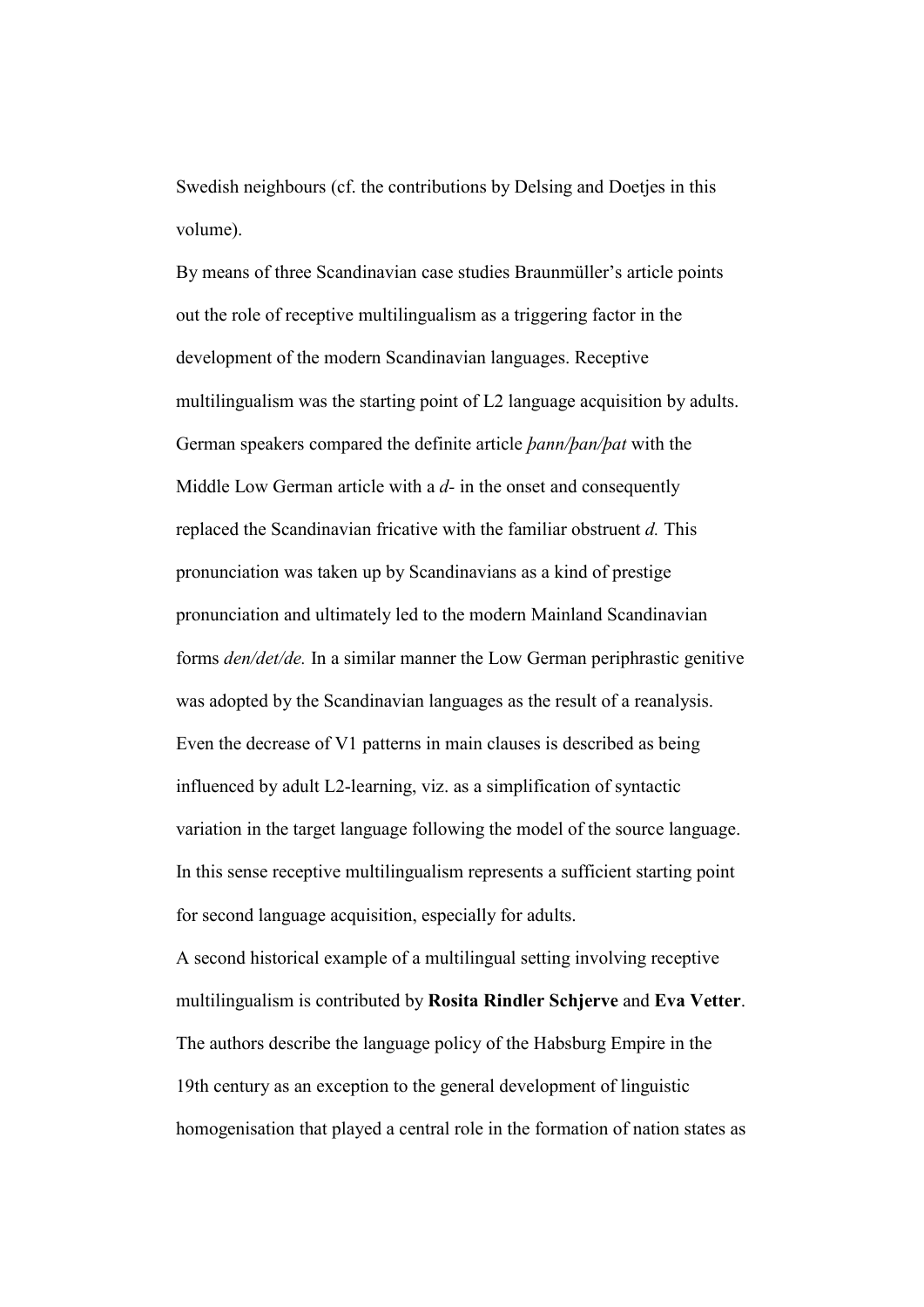Swedish neighbours (cf. the contributions by Delsing and Doetjes in this volume).

By means of three Scandinavian case studies Braunmüller's article points out the role of receptive multilingualism as a triggering factor in the development of the modern Scandinavian languages. Receptive multilingualism was the starting point of L2 language acquisition by adults. German speakers compared the definite article *þann/þan/þat* with the Middle Low German article with a *d-* in the onset and consequently replaced the Scandinavian fricative with the familiar obstruent *d.* This pronunciation was taken up by Scandinavians as a kind of prestige pronunciation and ultimately led to the modern Mainland Scandinavian forms *den/det/de.* In a similar manner the Low German periphrastic genitive was adopted by the Scandinavian languages as the result of a reanalysis. Even the decrease of V1 patterns in main clauses is described as being influenced by adult L2-learning, viz. as a simplification of syntactic variation in the target language following the model of the source language. In this sense receptive multilingualism represents a sufficient starting point for second language acquisition, especially for adults.

A second historical example of a multilingual setting involving receptive multilingualism is contributed by **Rosita Rindler Schjerve** and **Eva Vetter**. The authors describe the language policy of the Habsburg Empire in the 19th century as an exception to the general development of linguistic homogenisation that played a central role in the formation of nation states as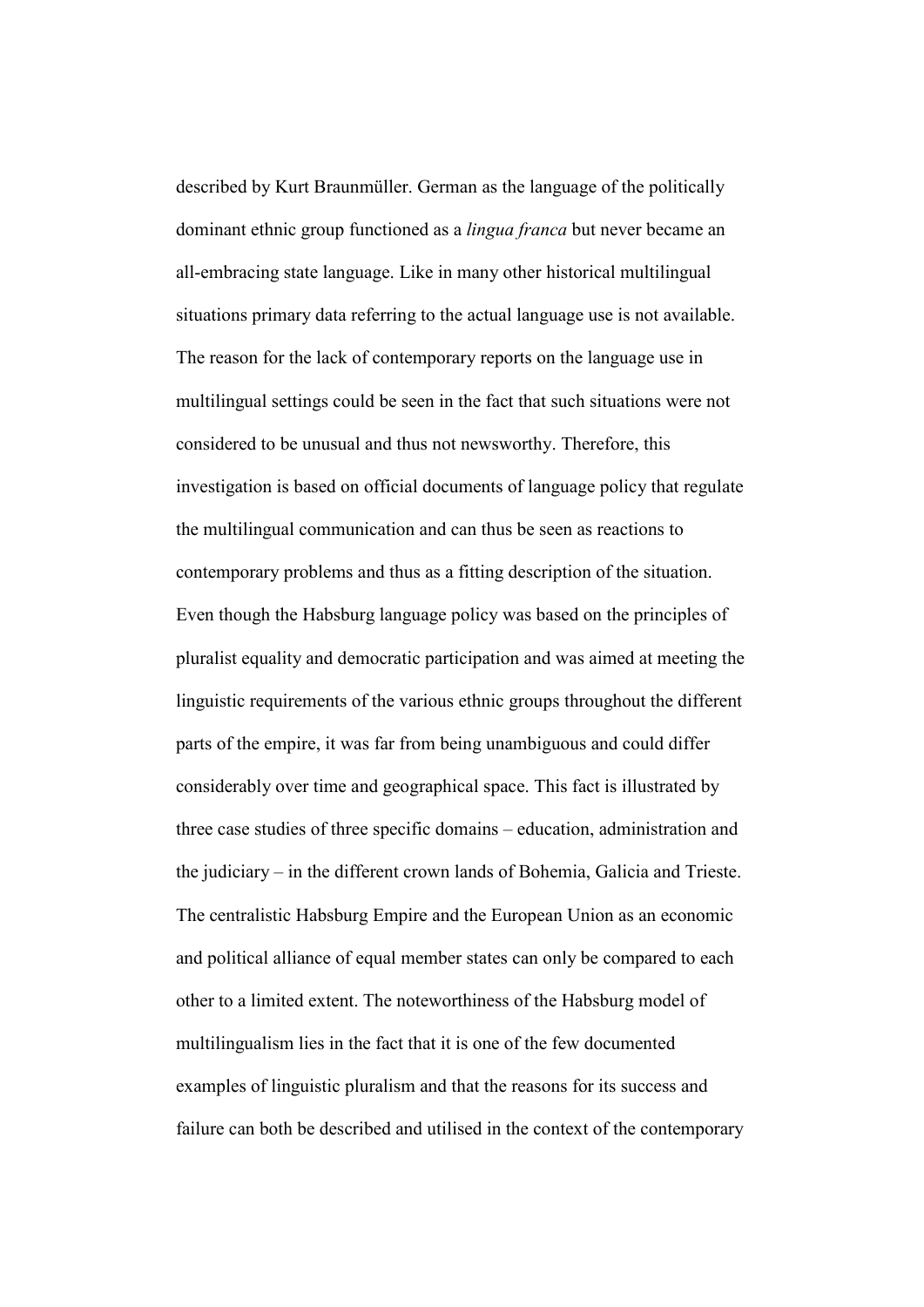described by Kurt Braunmüller. German as the language of the politically dominant ethnic group functioned as a *lingua franca* but never became an all-embracing state language. Like in many other historical multilingual situations primary data referring to the actual language use is not available. The reason for the lack of contemporary reports on the language use in multilingual settings could be seen in the fact that such situations were not considered to be unusual and thus not newsworthy. Therefore, this investigation is based on official documents of language policy that regulate the multilingual communication and can thus be seen as reactions to contemporary problems and thus as a fitting description of the situation. Even though the Habsburg language policy was based on the principles of pluralist equality and democratic participation and was aimed at meeting the linguistic requirements of the various ethnic groups throughout the different parts of the empire, it was far from being unambiguous and could differ considerably over time and geographical space. This fact is illustrated by three case studies of three specific domains – education, administration and the judiciary – in the different crown lands of Bohemia, Galicia and Trieste. The centralistic Habsburg Empire and the European Union as an economic and political alliance of equal member states can only be compared to each other to a limited extent. The noteworthiness of the Habsburg model of multilingualism lies in the fact that it is one of the few documented examples of linguistic pluralism and that the reasons for its success and failure can both be described and utilised in the context of the contemporary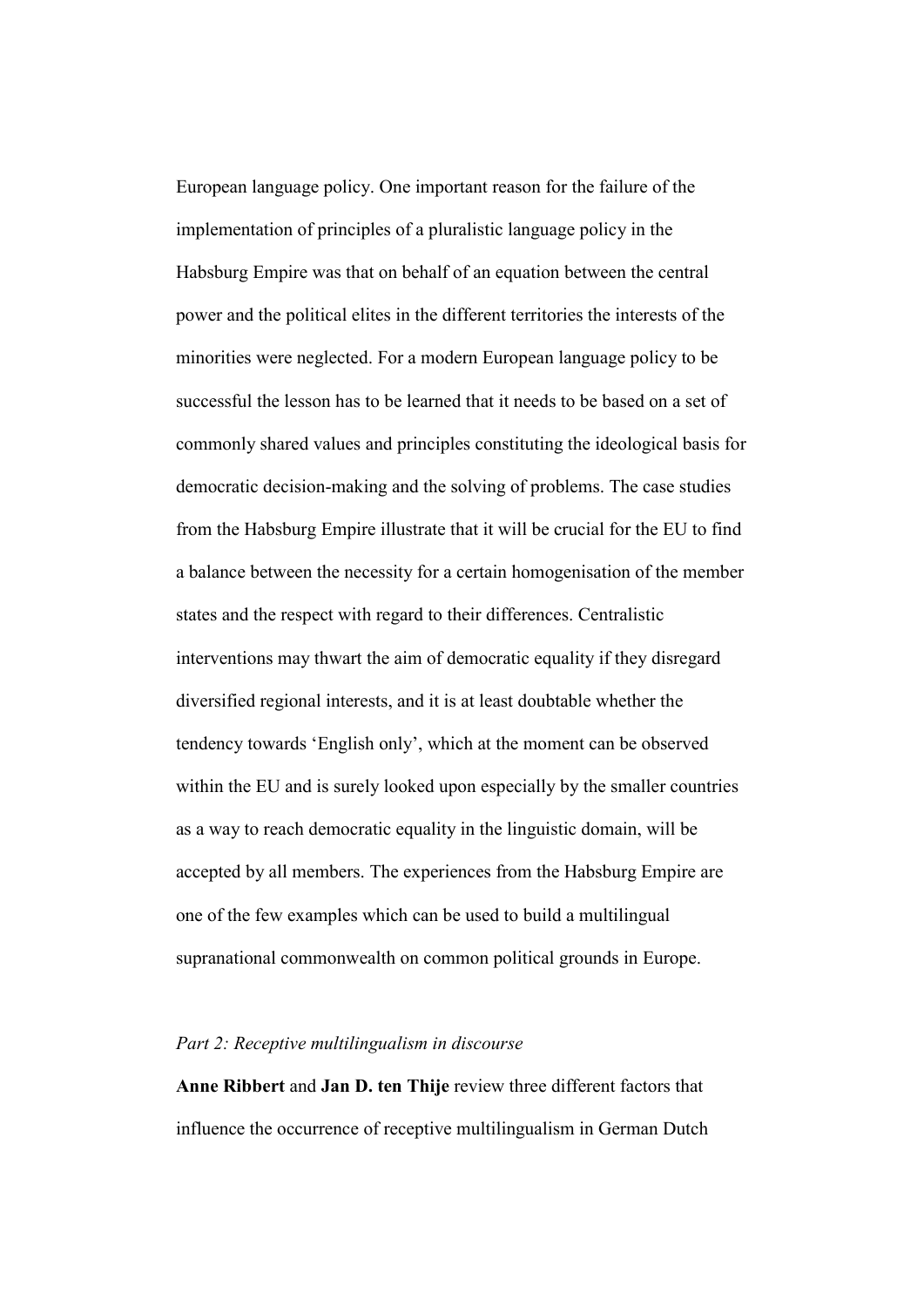European language policy. One important reason for the failure of the implementation of principles of a pluralistic language policy in the Habsburg Empire was that on behalf of an equation between the central power and the political elites in the different territories the interests of the minorities were neglected. For a modern European language policy to be successful the lesson has to be learned that it needs to be based on a set of commonly shared values and principles constituting the ideological basis for democratic decision-making and the solving of problems. The case studies from the Habsburg Empire illustrate that it will be crucial for the EU to find a balance between the necessity for a certain homogenisation of the member states and the respect with regard to their differences. Centralistic interventions may thwart the aim of democratic equality if they disregard diversified regional interests, and it is at least doubtable whether the tendency towards 'English only', which at the moment can be observed within the EU and is surely looked upon especially by the smaller countries as a way to reach democratic equality in the linguistic domain, will be accepted by all members. The experiences from the Habsburg Empire are one of the few examples which can be used to build a multilingual supranational commonwealth on common political grounds in Europe.

*Part 2: Receptive multilingualism in discourse*

**Anne Ribbert** and **Jan D. ten Thije** review three different factors that influence the occurrence of receptive multilingualism in German Dutch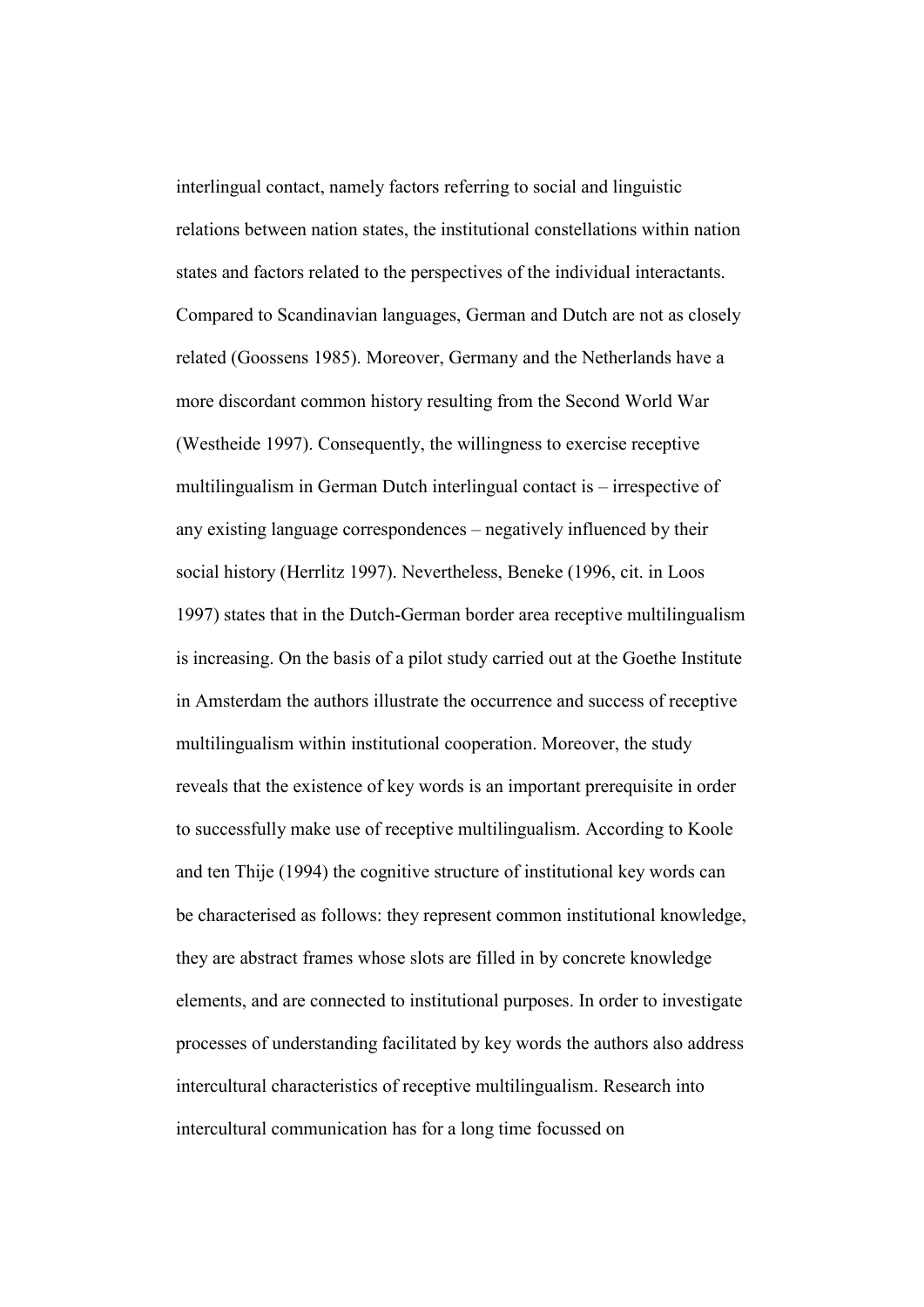interlingual contact, namely factors referring to social and linguistic relations between nation states, the institutional constellations within nation states and factors related to the perspectives of the individual interactants. Compared to Scandinavian languages, German and Dutch are not as closely related (Goossens 1985). Moreover, Germany and the Netherlands have a more discordant common history resulting from the Second World War (Westheide 1997). Consequently, the willingness to exercise receptive multilingualism in German Dutch interlingual contact is – irrespective of any existing language correspondences – negatively influenced by their social history (Herrlitz 1997). Nevertheless, Beneke (1996, cit. in Loos 1997) states that in the Dutch-German border area receptive multilingualism is increasing. On the basis of a pilot study carried out at the Goethe Institute in Amsterdam the authors illustrate the occurrence and success of receptive multilingualism within institutional cooperation. Moreover, the study reveals that the existence of key words is an important prerequisite in order to successfully make use of receptive multilingualism. According to Koole and ten Thije (1994) the cognitive structure of institutional key words can be characterised as follows: they represent common institutional knowledge, they are abstract frames whose slots are filled in by concrete knowledge elements, and are connected to institutional purposes. In order to investigate processes of understanding facilitated by key words the authors also address intercultural characteristics of receptive multilingualism. Research into intercultural communication has for a long time focussed on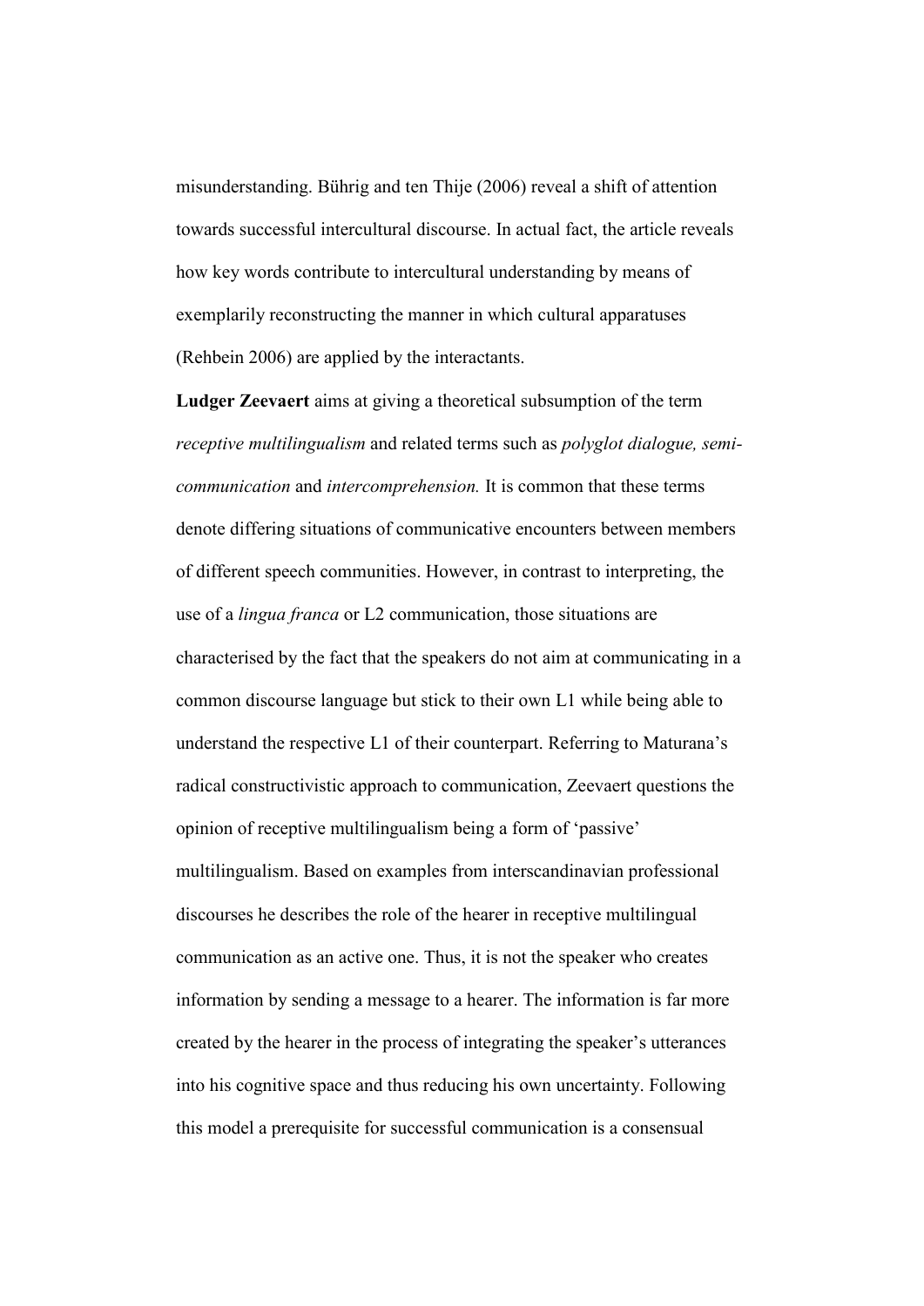misunderstanding. Bührig and ten Thije (2006) reveal a shift of attention towards successful intercultural discourse. In actual fact, the article reveals how key words contribute to intercultural understanding by means of exemplarily reconstructing the manner in which cultural apparatuses (Rehbein 2006) are applied by the interactants.

**Ludger Zeevaert** aims at giving a theoretical subsumption of the term *receptive multilingualism* and related terms such as *polyglot dialogue, semi-communication* and *intercomprehension.* It is common that these terms denote differing situations of communicative encounters between members of different speech communities. However, in contrast to interpreting, the use of a *lingua franca* or L2 communication, those situations are characterised by the fact that the speakers do not aim at communicating in a common discourse language but stick to their own L1 while being able to understand the respective L1 of their counterpart. Referring to Maturana's radical constructivistic approach to communication, Zeevaert questions the opinion of receptive multilingualism being a form of 'passive' multilingualism. Based on examples from interscandinavian professional discourses he describes the role of the hearer in receptive multilingual communication as an active one. Thus, it is not the speaker who creates information by sending a message to a hearer. The information is far more created by the hearer in the process of integrating the speaker's utterances into his cognitive space and thus reducing his own uncertainty. Following this model a prerequisite for successful communication is a consensual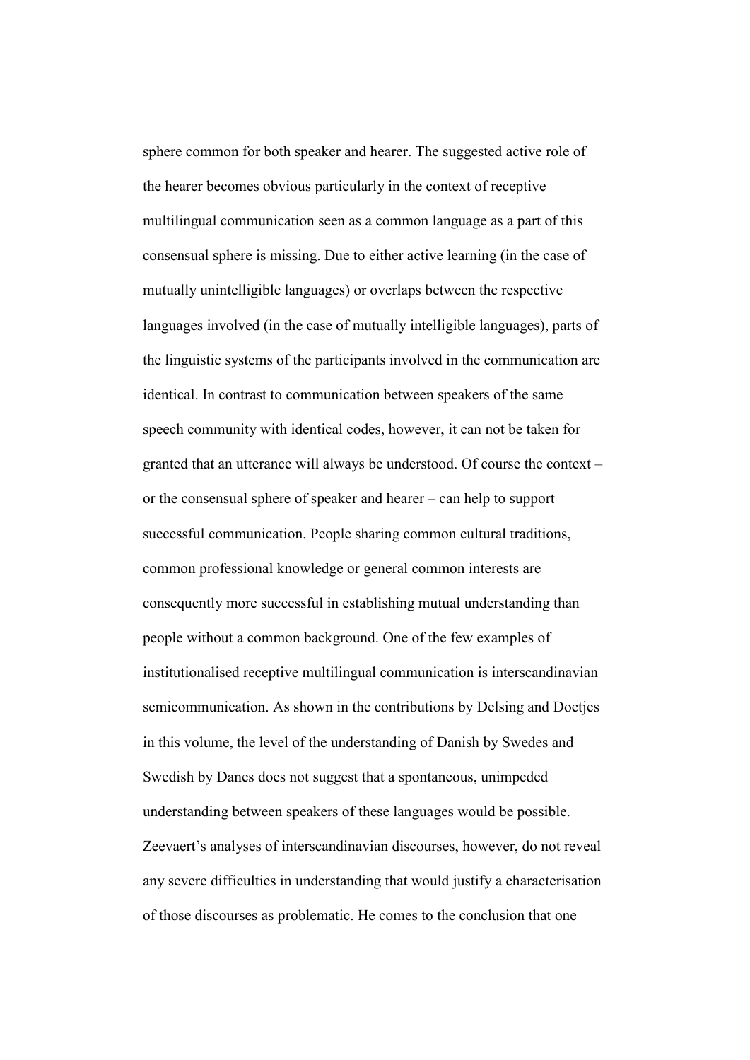sphere common for both speaker and hearer. The suggested active role of the hearer becomes obvious particularly in the context of receptive multilingual communication seen as a common language as a part of this consensual sphere is missing. Due to either active learning (in the case of mutually unintelligible languages) or overlaps between the respective languages involved (in the case of mutually intelligible languages), parts of the linguistic systems of the participants involved in the communication are identical. In contrast to communication between speakers of the same speech community with identical codes, however, it can not be taken for granted that an utterance will always be understood. Of course the context – or the consensual sphere of speaker and hearer – can help to support successful communication. People sharing common cultural traditions, common professional knowledge or general common interests are consequently more successful in establishing mutual understanding than people without a common background. One of the few examples of institutionalised receptive multilingual communication is interscandinavian semicommunication. As shown in the contributions by Delsing and Doetjes in this volume, the level of the understanding of Danish by Swedes and Swedish by Danes does not suggest that a spontaneous, unimpeded understanding between speakers of these languages would be possible. Zeevaert's analyses of interscandinavian discourses, however, do not reveal any severe difficulties in understanding that would justify a characterisation of those discourses as problematic. He comes to the conclusion that one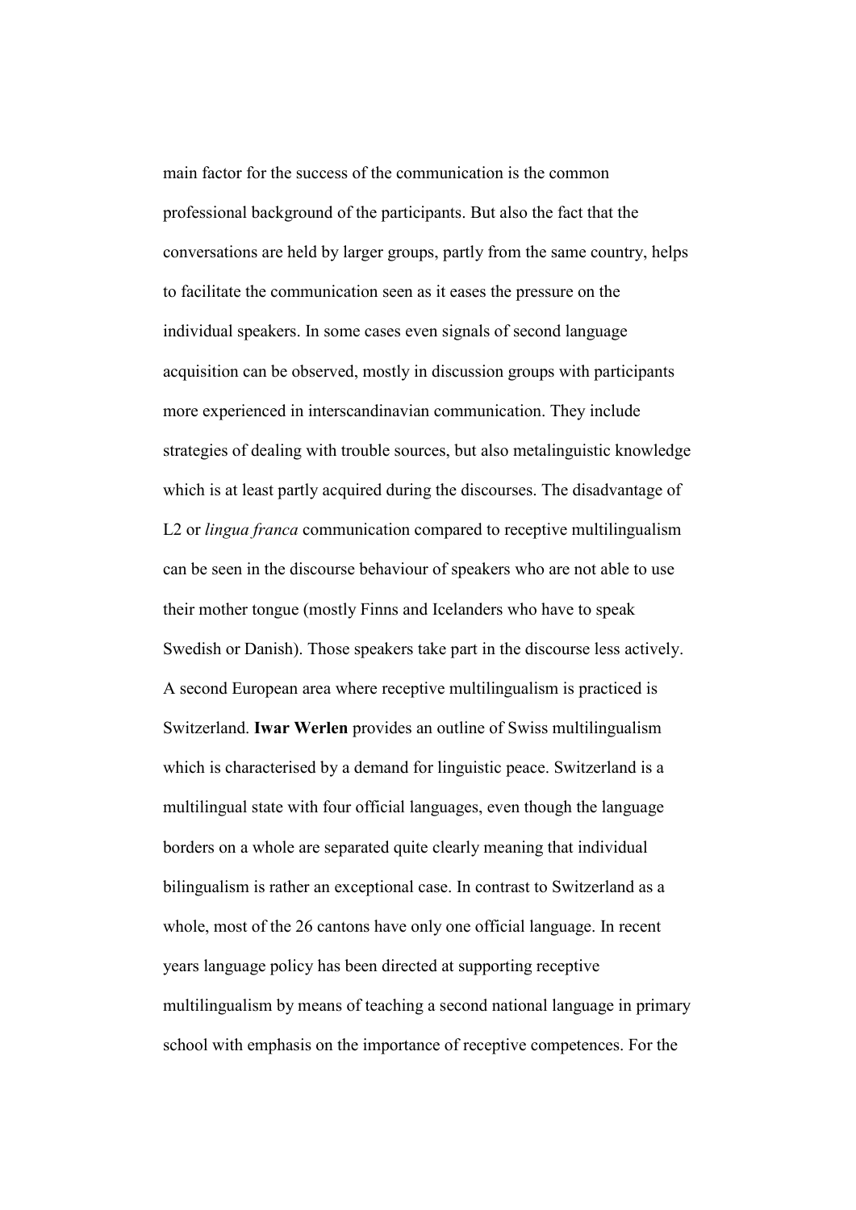main factor for the success of the communication is the common professional background of the participants. But also the fact that the conversations are held by larger groups, partly from the same country, helps to facilitate the communication seen as it eases the pressure on the individual speakers. In some cases even signals of second language acquisition can be observed, mostly in discussion groups with participants more experienced in interscandinavian communication. They include strategies of dealing with trouble sources, but also metalinguistic knowledge which is at least partly acquired during the discourses. The disadvantage of L2 or *lingua franca* communication compared to receptive multilingualism can be seen in the discourse behaviour of speakers who are not able to use their mother tongue (mostly Finns and Icelanders who have to speak Swedish or Danish). Those speakers take part in the discourse less actively.

A second European area where receptive multilingualism is practiced is Switzerland. **Iwar Werlen** provides an outline of Swiss multilingualism which is characterised by a demand for linguistic peace. Switzerland is a multilingual state with four official languages, even though the language borders on a whole are separated quite clearly meaning that individual bilingualism is rather an exceptional case. In contrast to Switzerland as a whole, most of the 26 cantons have only one official language. In recent years language policy has been directed at supporting receptive multilingualism by means of teaching a second national language in primary school with emphasis on the importance of receptive competences. For the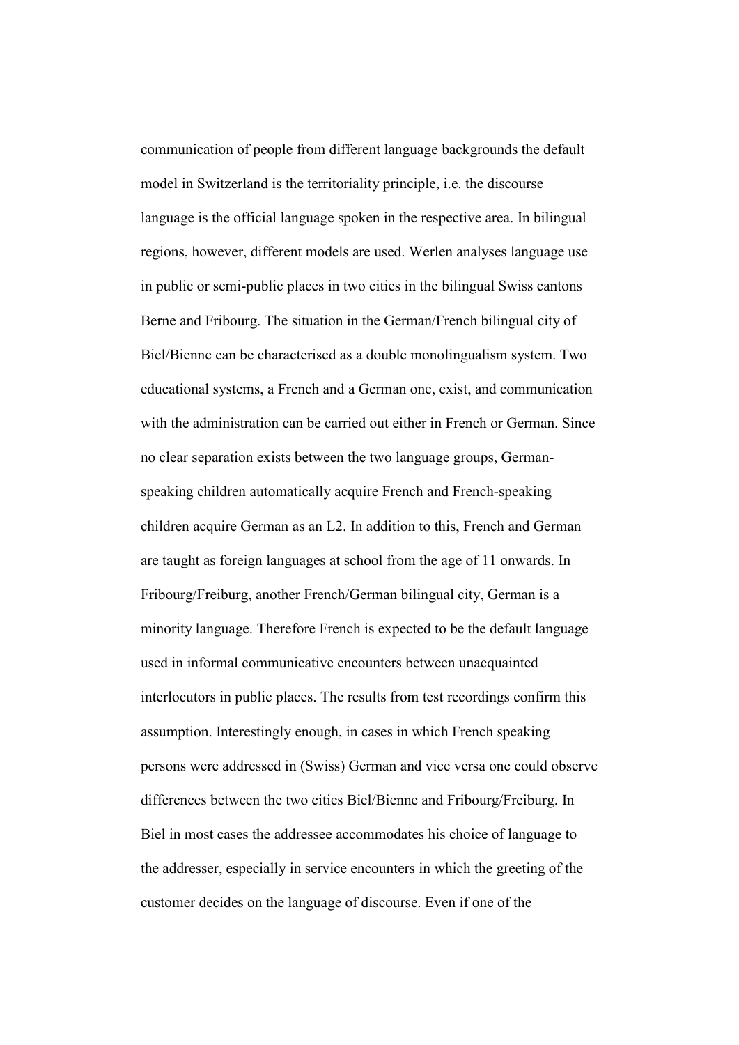communication of people from different language backgrounds the default model in Switzerland is the territoriality principle, i.e. the discourse language is the official language spoken in the respective area. In bilingual regions, however, different models are used. Werlen analyses language use in public or semi-public places in two cities in the bilingual Swiss cantons Berne and Fribourg. The situation in the German/French bilingual city of Biel/Bienne can be characterised as a double monolingualism system. Two educational systems, a French and a German one, exist, and communication with the administration can be carried out either in French or German. Since no clear separation exists between the two language groups, German-speaking children automatically acquire French and French-speaking children acquire German as an L2. In addition to this, French and German are taught as foreign languages at school from the age of 11 onwards. In Fribourg/Freiburg, another French/German bilingual city, German is a minority language. Therefore French is expected to be the default language used in informal communicative encounters between unacquainted interlocutors in public places. The results from test recordings confirm this assumption. Interestingly enough, in cases in which French speaking persons were addressed in (Swiss) German and vice versa one could observe differences between the two cities Biel/Bienne and Fribourg/Freiburg. In Biel in most cases the addressee accommodates his choice of language to the addresser, especially in service encounters in which the greeting of the customer decides on the language of discourse. Even if one of the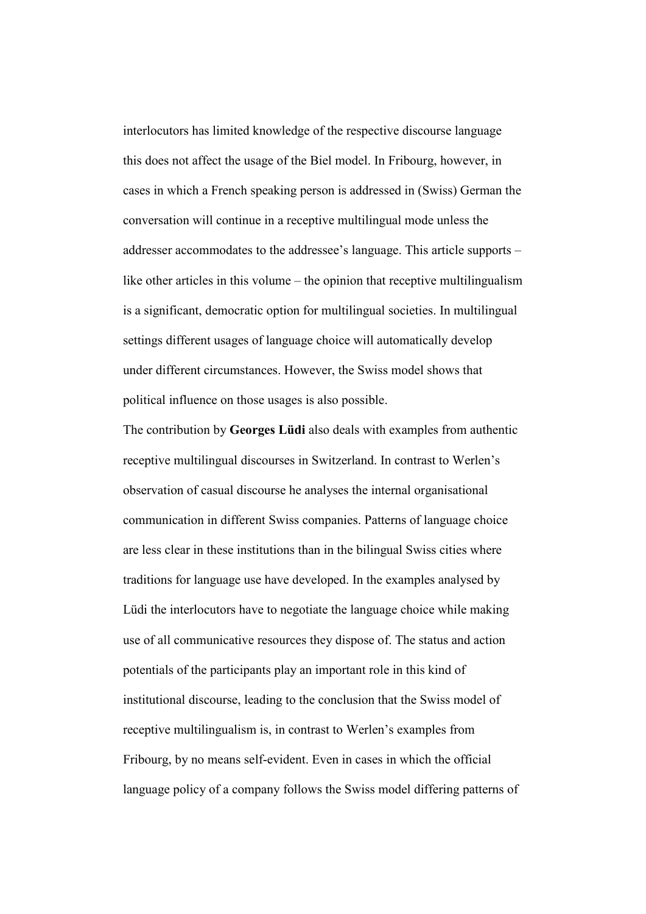interlocutors has limited knowledge of the respective discourse language this does not affect the usage of the Biel model. In Fribourg, however, in cases in which a French speaking person is addressed in (Swiss) German the conversation will continue in a receptive multilingual mode unless the addresser accommodates to the addressee's language. This article supports – like other articles in this volume – the opinion that receptive multilingualism is a significant, democratic option for multilingual societies. In multilingual settings different usages of language choice will automatically develop under different circumstances. However, the Swiss model shows that political influence on those usages is also possible.

The contribution by **Georges Lüdi** also deals with examples from authentic receptive multilingual discourses in Switzerland. In contrast to Werlen's observation of casual discourse he analyses the internal organisational communication in different Swiss companies. Patterns of language choice are less clear in these institutions than in the bilingual Swiss cities where traditions for language use have developed. In the examples analysed by Lüdi the interlocutors have to negotiate the language choice while making use of all communicative resources they dispose of. The status and action potentials of the participants play an important role in this kind of institutional discourse, leading to the conclusion that the Swiss model of receptive multilingualism is, in contrast to Werlen's examples from Fribourg, by no means self-evident. Even in cases in which the official language policy of a company follows the Swiss model differing patterns of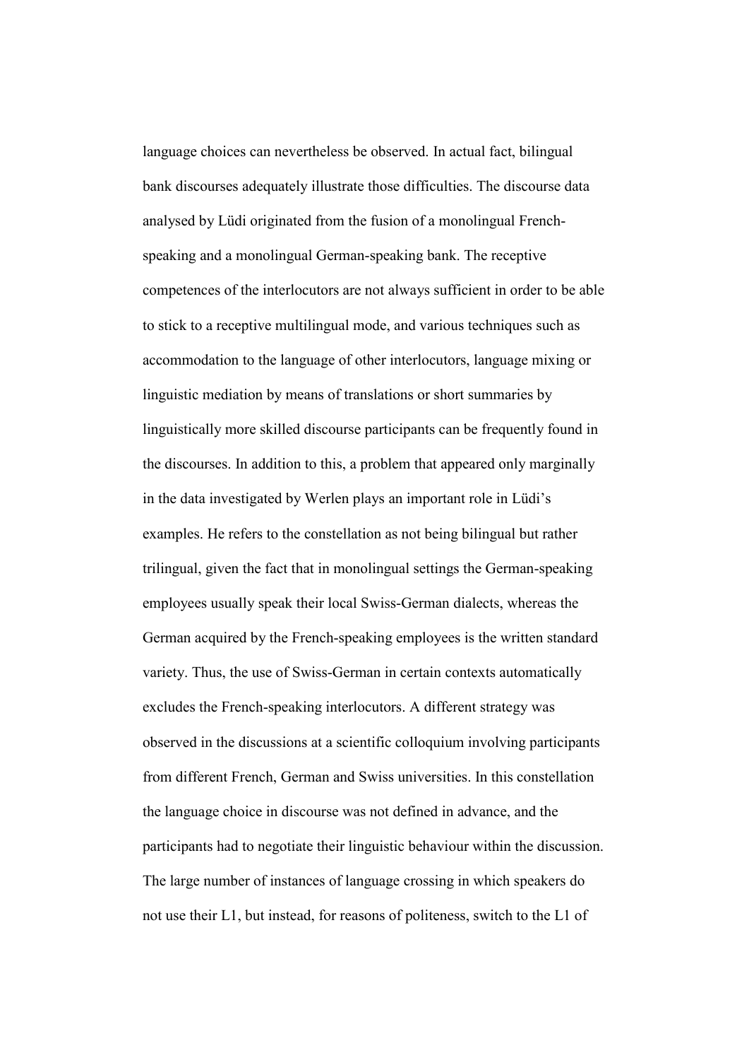language choices can nevertheless be observed. In actual fact, bilingual bank discourses adequately illustrate those difficulties. The discourse data analysed by Lüdi originated from the fusion of a monolingual French-speaking and a monolingual German-speaking bank. The receptive competences of the interlocutors are not always sufficient in order to be able to stick to a receptive multilingual mode, and various techniques such as accommodation to the language of other interlocutors, language mixing or linguistic mediation by means of translations or short summaries by linguistically more skilled discourse participants can be frequently found in the discourses. In addition to this, a problem that appeared only marginally in the data investigated by Werlen plays an important role in Lüdi's examples. He refers to the constellation as not being bilingual but rather trilingual, given the fact that in monolingual settings the German-speaking employees usually speak their local Swiss-German dialects, whereas the German acquired by the French-speaking employees is the written standard variety. Thus, the use of Swiss-German in certain contexts automatically excludes the French-speaking interlocutors. A different strategy was observed in the discussions at a scientific colloquium involving participants from different French, German and Swiss universities. In this constellation the language choice in discourse was not defined in advance, and the participants had to negotiate their linguistic behaviour within the discussion. The large number of instances of language crossing in which speakers do not use their L1, but instead, for reasons of politeness, switch to the L1 of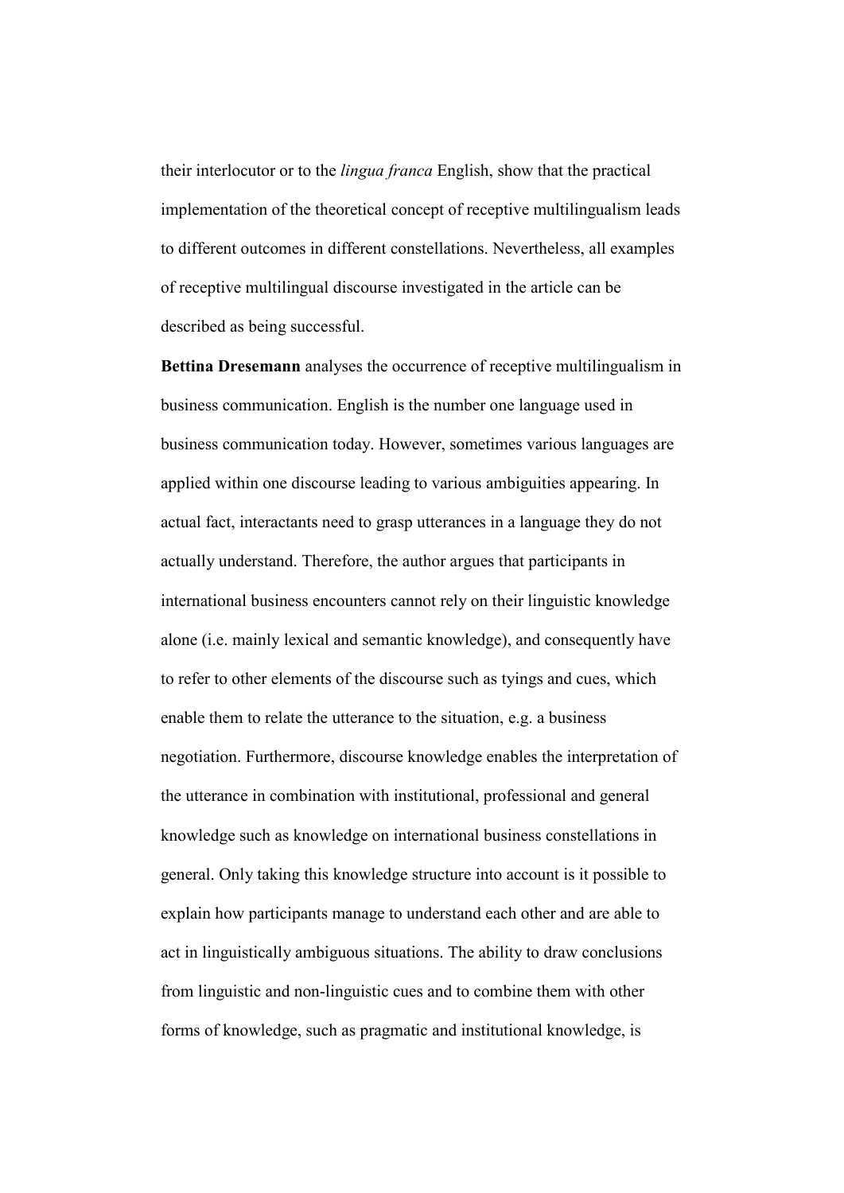their interlocutor or to the *lingua franca* English, show that the practical implementation of the theoretical concept of receptive multilingualism leads to different outcomes in different constellations. Nevertheless, all examples of receptive multilingual discourse investigated in the article can be described as being successful.

**Bettina Dresemann** analyses the occurrence of receptive multilingualism in business communication. English is the number one language used in business communication today. However, sometimes various languages are applied within one discourse leading to various ambiguities appearing. In actual fact, interactants need to grasp utterances in a language they do not actually understand. Therefore, the author argues that participants in international business encounters cannot rely on their linguistic knowledge alone (i.e. mainly lexical and semantic knowledge), and consequently have to refer to other elements of the discourse such as tyings and cues, which enable them to relate the utterance to the situation, e.g. a business negotiation. Furthermore, discourse knowledge enables the interpretation of the utterance in combination with institutional, professional and general knowledge such as knowledge on international business constellations in general. Only taking this knowledge structure into account is it possible to explain how participants manage to understand each other and are able to act in linguistically ambiguous situations. The ability to draw conclusions from linguistic and non-linguistic cues and to combine them with other forms of knowledge, such as pragmatic and institutional knowledge, is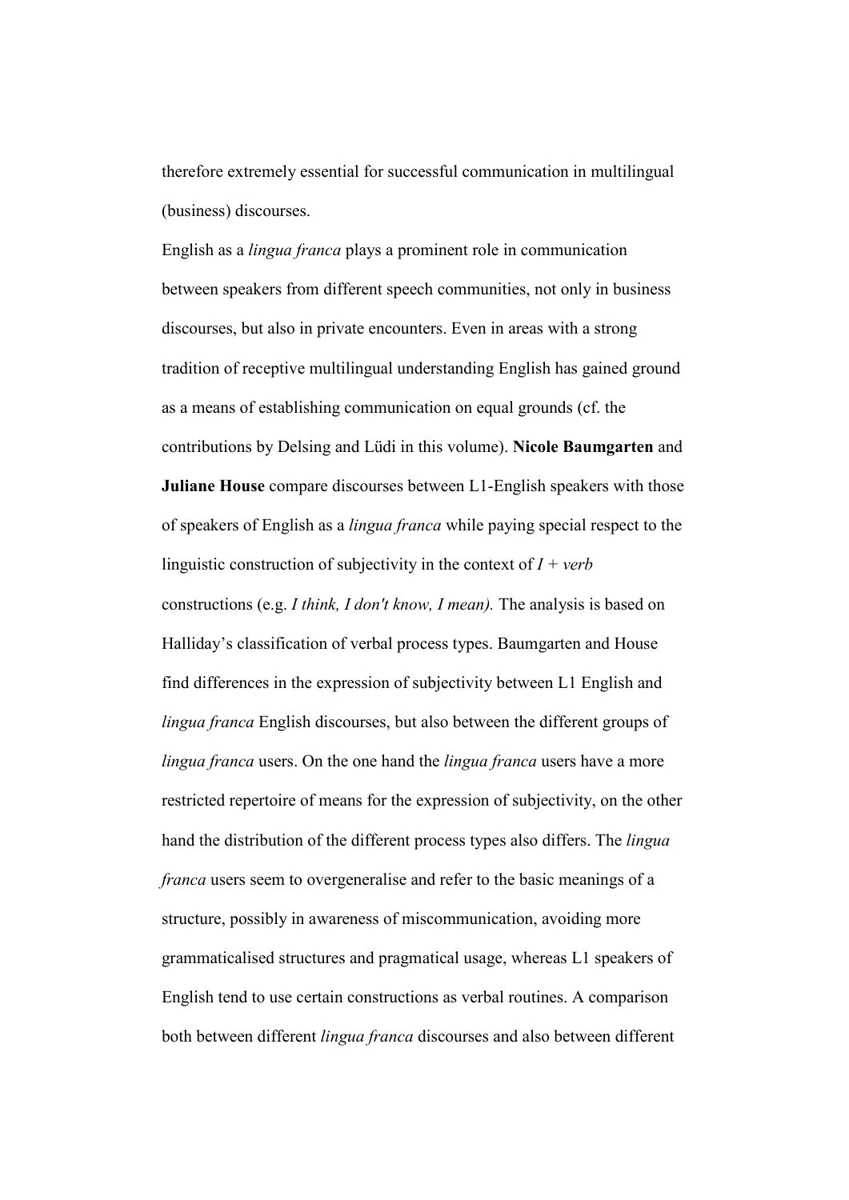therefore extremely essential for successful communication in multilingual (business) discourses.

English as a *lingua franca* plays a prominent role in communication between speakers from different speech communities, not only in business discourses, but also in private encounters. Even in areas with a strong tradition of receptive multilingual understanding English has gained ground as a means of establishing communication on equal grounds (cf. the contributions by Delsing and Lüdi in this volume). **Nicole Baumgarten** and **Juliane House** compare discourses between L1-English speakers with those of speakers of English as a *lingua franca* while paying special respect to the linguistic construction of subjectivity in the context of *I + verb* constructions (e.g. *I think, I don't know, I mean).* The analysis is based on Halliday's classification of verbal process types. Baumgarten and House find differences in the expression of subjectivity between L1 English and *lingua franca* English discourses, but also between the different groups of *lingua franca* users. On the one hand the *lingua franca* users have a more restricted repertoire of means for the expression of subjectivity, on the other hand the distribution of the different process types also differs. The *lingua franca* users seem to overgeneralise and refer to the basic meanings of a structure, possibly in awareness of miscommunication, avoiding more grammaticalised structures and pragmatical usage, whereas L1 speakers of English tend to use certain constructions as verbal routines. A comparison both between different *lingua franca* discourses and also between different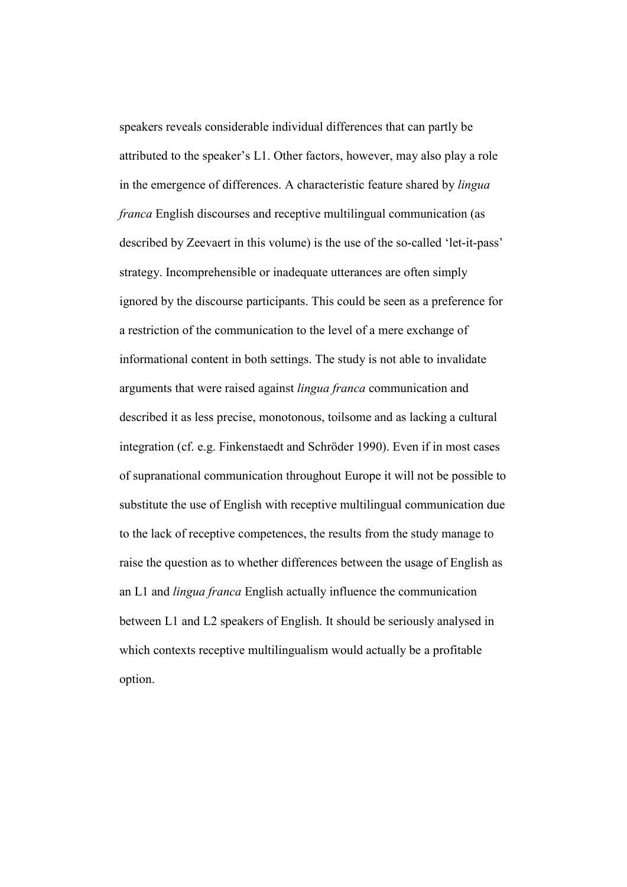speakers reveals considerable individual differences that can partly be attributed to the speaker's L1. Other factors, however, may also play a role in the emergence of differences. A characteristic feature shared by *lingua franca* English discourses and receptive multilingual communication (as described by Zeevaert in this volume) is the use of the so-called 'let-it-pass' strategy. Incomprehensible or inadequate utterances are often simply ignored by the discourse participants. This could be seen as a preference for a restriction of the communication to the level of a mere exchange of informational content in both settings. The study is not able to invalidate arguments that were raised against *lingua franca* communication and described it as less precise, monotonous, toilsome and as lacking a cultural integration (cf. e.g. Finkenstaedt and Schröder 1990). Even if in most cases of supranational communication throughout Europe it will not be possible to substitute the use of English with receptive multilingual communication due to the lack of receptive competences, the results from the study manage to raise the question as to whether differences between the usage of English as an L1 and *lingua franca* English actually influence the communication between L1 and L2 speakers of English. It should be seriously analysed in which contexts receptive multilingualism would actually be a profitable option.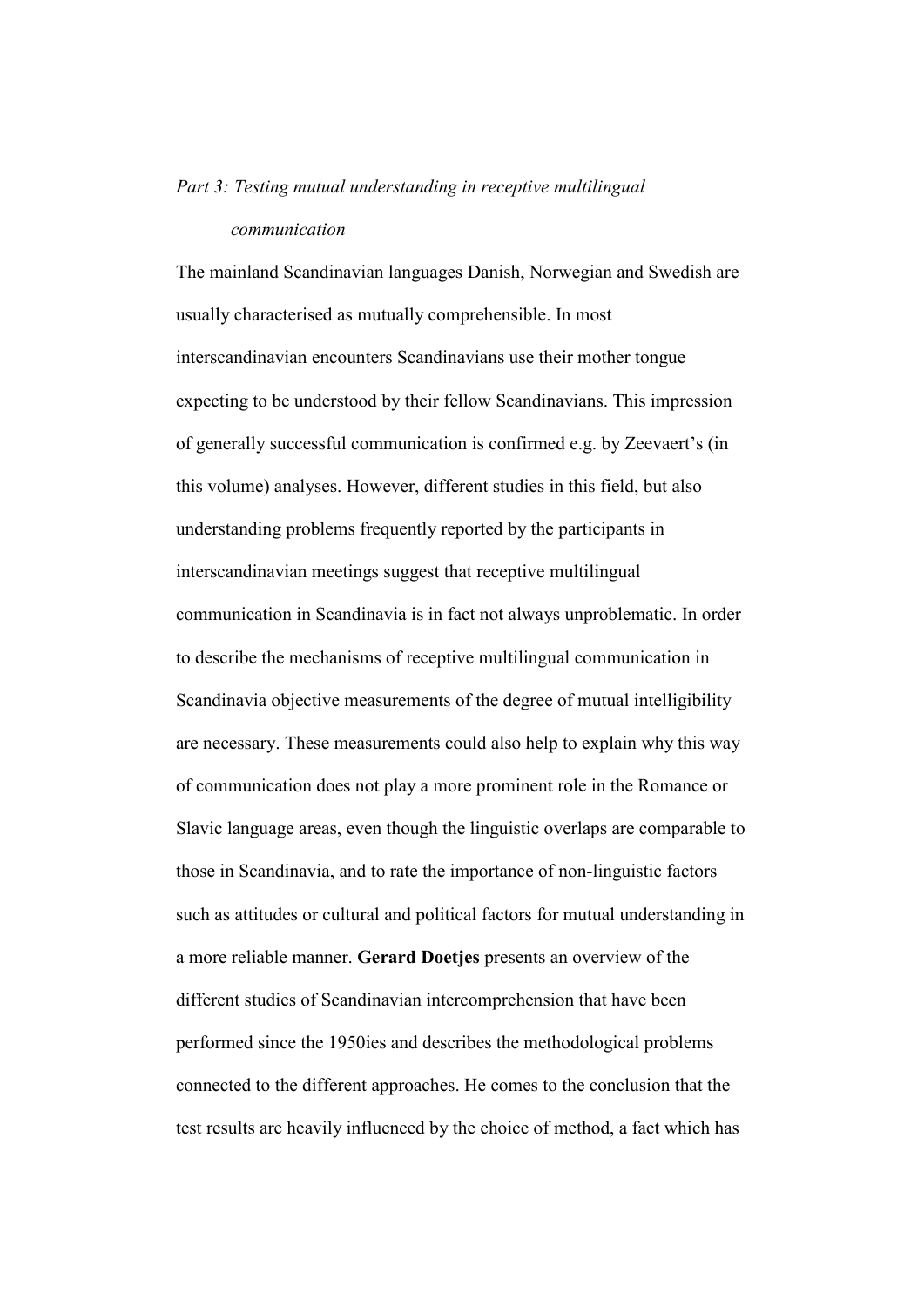*Part 3: Testing mutual understanding in receptive multilingual communication*

The mainland Scandinavian languages Danish, Norwegian and Swedish are usually characterised as mutually comprehensible. In most interscandinavian encounters Scandinavians use their mother tongue expecting to be understood by their fellow Scandinavians. This impression of generally successful communication is confirmed e.g. by Zeevaert's (in this volume) analyses. However, different studies in this field, but also understanding problems frequently reported by the participants in interscandinavian meetings suggest that receptive multilingual communication in Scandinavia is in fact not always unproblematic. In order to describe the mechanisms of receptive multilingual communication in Scandinavia objective measurements of the degree of mutual intelligibility are necessary. These measurements could also help to explain why this way of communication does not play a more prominent role in the Romance or Slavic language areas, even though the linguistic overlaps are comparable to those in Scandinavia, and to rate the importance of non-linguistic factors such as attitudes or cultural and political factors for mutual understanding in a more reliable manner. **Gerard Doetjes** presents an overview of the different studies of Scandinavian intercomprehension that have been performed since the 1950ies and describes the methodological problems connected to the different approaches. He comes to the conclusion that the test results are heavily influenced by the choice of method, a fact which has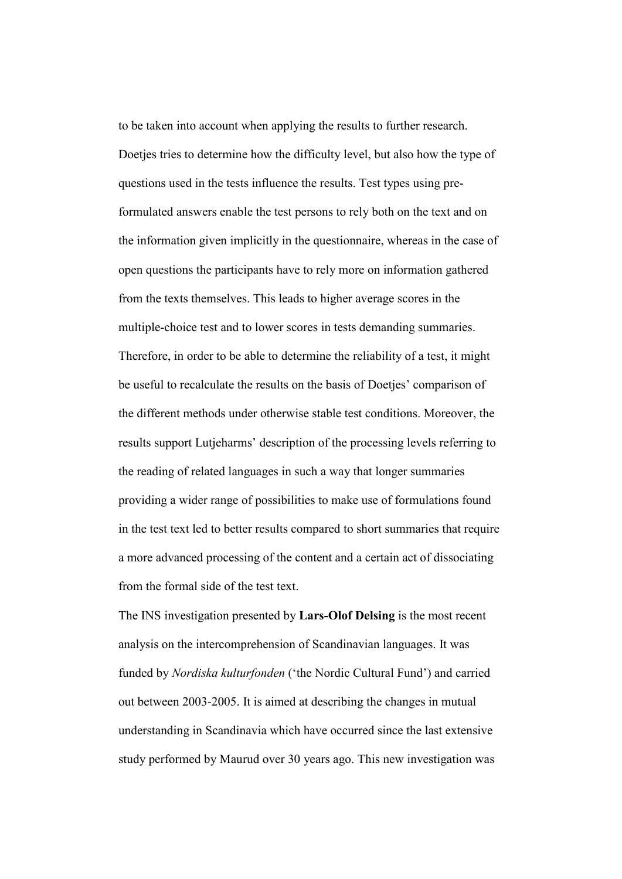to be taken into account when applying the results to further research. Doetjes tries to determine how the difficulty level, but also how the type of questions used in the tests influence the results. Test types using pre-formulated answers enable the test persons to rely both on the text and on the information given implicitly in the questionnaire, whereas in the case of open questions the participants have to rely more on information gathered from the texts themselves. This leads to higher average scores in the multiple-choice test and to lower scores in tests demanding summaries. Therefore, in order to be able to determine the reliability of a test, it might be useful to recalculate the results on the basis of Doetjes' comparison of the different methods under otherwise stable test conditions. Moreover, the results support Lutjeharms' description of the processing levels referring to the reading of related languages in such a way that longer summaries providing a wider range of possibilities to make use of formulations found in the test text led to better results compared to short summaries that require a more advanced processing of the content and a certain act of dissociating from the formal side of the test text.

The INS investigation presented by **Lars-Olof Delsing** is the most recent analysis on the intercomprehension of Scandinavian languages. It was funded by *Nordiska kulturfonden* ('the Nordic Cultural Fund') and carried out between 2003-2005. It is aimed at describing the changes in mutual understanding in Scandinavia which have occurred since the last extensive study performed by Maurud over 30 years ago. This new investigation was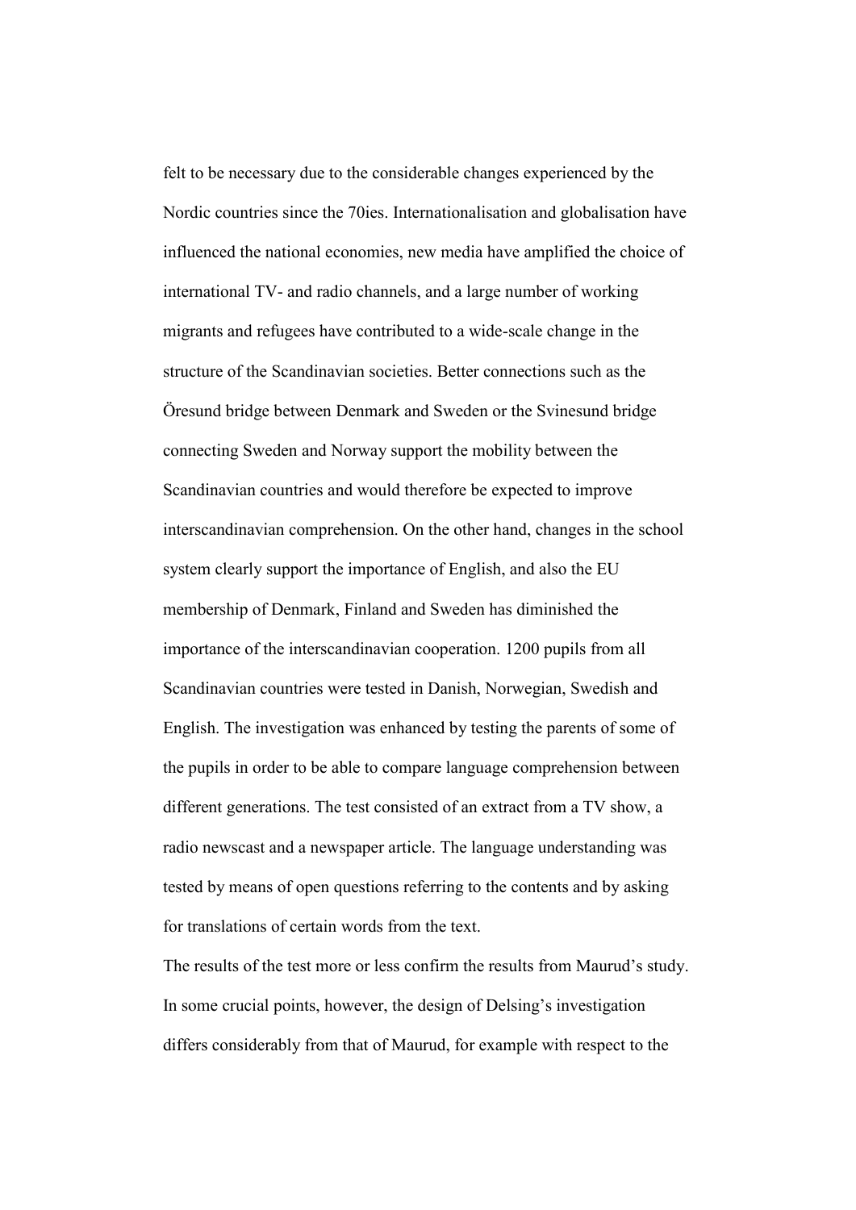felt to be necessary due to the considerable changes experienced by the Nordic countries since the 70ies. Internationalisation and globalisation have influenced the national economies, new media have amplified the choice of international TV- and radio channels, and a large number of working migrants and refugees have contributed to a wide-scale change in the structure of the Scandinavian societies. Better connections such as the Öresund bridge between Denmark and Sweden or the Svinesund bridge connecting Sweden and Norway support the mobility between the Scandinavian countries and would therefore be expected to improve interscandinavian comprehension. On the other hand, changes in the school system clearly support the importance of English, and also the EU membership of Denmark, Finland and Sweden has diminished the importance of the interscandinavian cooperation. 1200 pupils from all Scandinavian countries were tested in Danish, Norwegian, Swedish and English. The investigation was enhanced by testing the parents of some of the pupils in order to be able to compare language comprehension between different generations. The test consisted of an extract from a TV show, a radio newscast and a newspaper article. The language understanding was tested by means of open questions referring to the contents and by asking for translations of certain words from the text.

The results of the test more or less confirm the results from Maurud's study. In some crucial points, however, the design of Delsing's investigation differs considerably from that of Maurud, for example with respect to the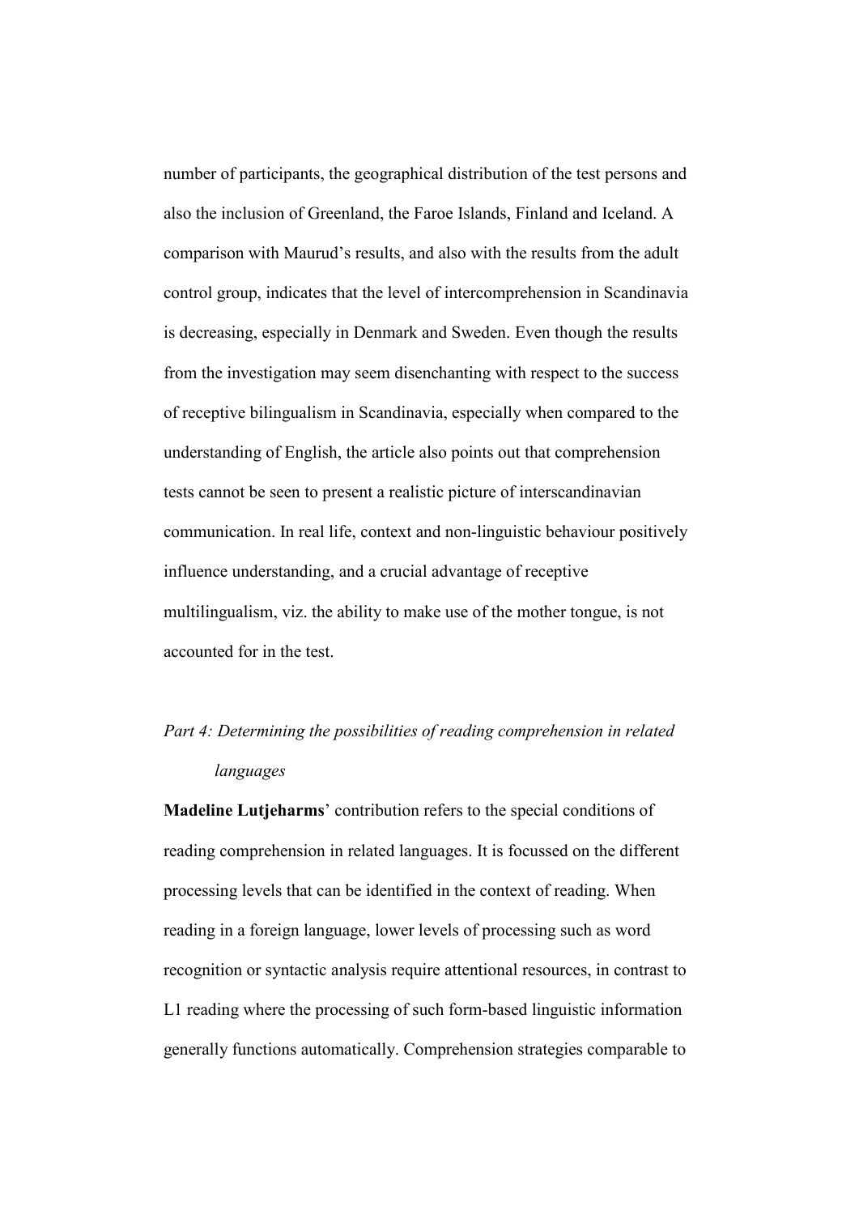number of participants, the geographical distribution of the test persons and also the inclusion of Greenland, the Faroe Islands, Finland and Iceland. A comparison with Maurud's results, and also with the results from the adult control group, indicates that the level of intercomprehension in Scandinavia is decreasing, especially in Denmark and Sweden. Even though the results from the investigation may seem disenchanting with respect to the success of receptive bilingualism in Scandinavia, especially when compared to the understanding of English, the article also points out that comprehension tests cannot be seen to present a realistic picture of interscandinavian communication. In real life, context and non-linguistic behaviour positively influence understanding, and a crucial advantage of receptive multilingualism, viz. the ability to make use of the mother tongue, is not accounted for in the test.

*Part 4: Determining the possibilities of reading comprehension in related languages*

**Madeline Lutjeharms**' contribution refers to the special conditions of reading comprehension in related languages. It is focussed on the different processing levels that can be identified in the context of reading. When reading in a foreign language, lower levels of processing such as word recognition or syntactic analysis require attentional resources, in contrast to L1 reading where the processing of such form-based linguistic information generally functions automatically. Comprehension strategies comparable to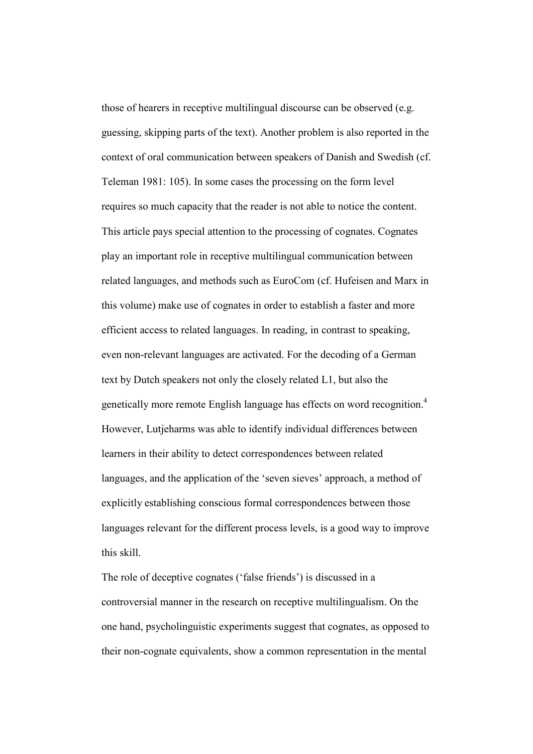those of hearers in receptive multilingual discourse can be observed (e.g. guessing, skipping parts of the text). Another problem is also reported in the context of oral communication between speakers of Danish and Swedish (cf. Teleman 1981: 105). In some cases the processing on the form level requires so much capacity that the reader is not able to notice the content. This article pays special attention to the processing of cognates. Cognates play an important role in receptive multilingual communication between related languages, and methods such as EuroCom (cf. Hufeisen and Marx in this volume) make use of cognates in order to establish a faster and more efficient access to related languages. In reading, in contrast to speaking, even non-relevant languages are activated. For the decoding of a German text by Dutch speakers not only the closely related L1, but also the genetically more remote English language has effects on word recognition.[4] However, Lutjeharms was able to identify individual differences between learners in their ability to detect correspondences between related languages, and the application of the 'seven sieves' approach, a method of explicitly establishing conscious formal correspondences between those languages relevant for the different process levels, is a good way to improve this skill.

The role of deceptive cognates ('false friends') is discussed in a controversial manner in the research on receptive multilingualism. On the one hand, psycholinguistic experiments suggest that cognates, as opposed to their non-cognate equivalents, show a common representation in the mental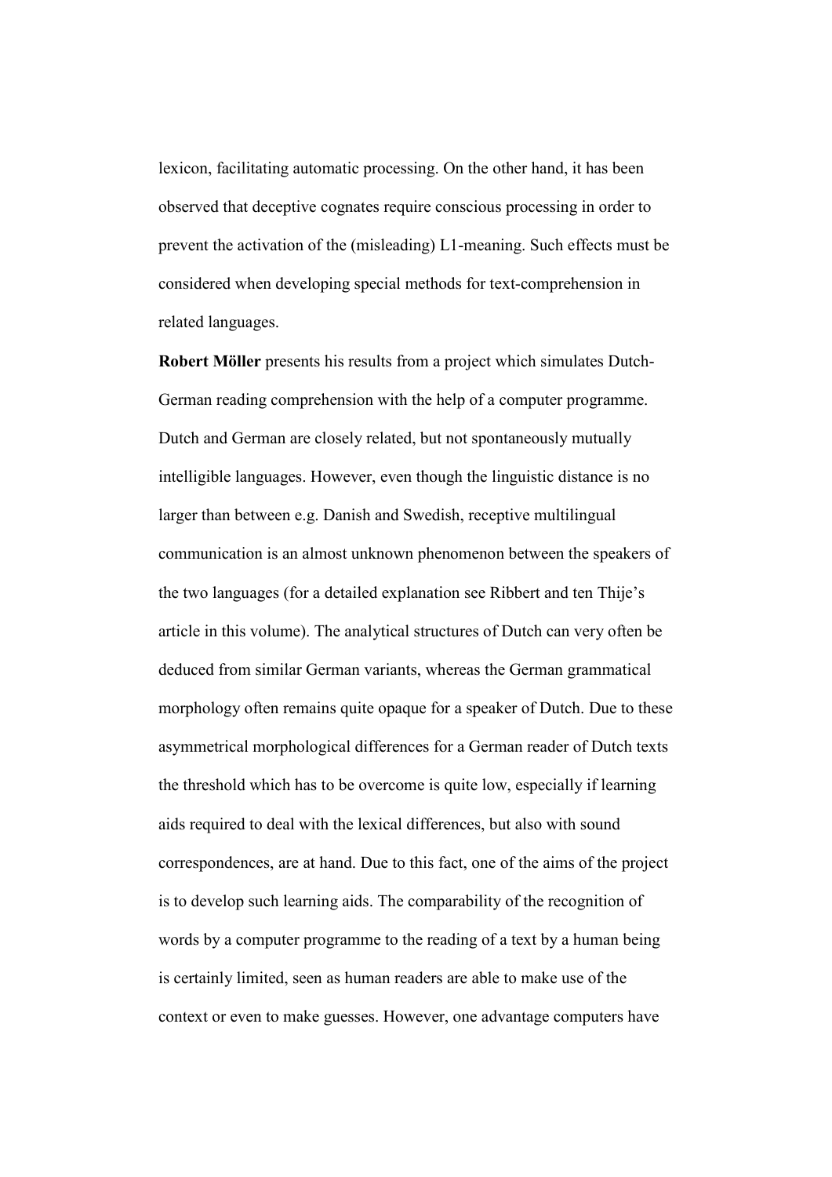lexicon, facilitating automatic processing. On the other hand, it has been observed that deceptive cognates require conscious processing in order to prevent the activation of the (misleading) L1-meaning. Such effects must be considered when developing special methods for text-comprehension in related languages.

**Robert Möller** presents his results from a project which simulates Dutch-German reading comprehension with the help of a computer programme. Dutch and German are closely related, but not spontaneously mutually intelligible languages. However, even though the linguistic distance is no larger than between e.g. Danish and Swedish, receptive multilingual communication is an almost unknown phenomenon between the speakers of the two languages (for a detailed explanation see Ribbert and ten Thije's article in this volume). The analytical structures of Dutch can very often be deduced from similar German variants, whereas the German grammatical morphology often remains quite opaque for a speaker of Dutch. Due to these asymmetrical morphological differences for a German reader of Dutch texts the threshold which has to be overcome is quite low, especially if learning aids required to deal with the lexical differences, but also with sound correspondences, are at hand. Due to this fact, one of the aims of the project is to develop such learning aids. The comparability of the recognition of words by a computer programme to the reading of a text by a human being is certainly limited, seen as human readers are able to make use of the context or even to make guesses. However, one advantage computers have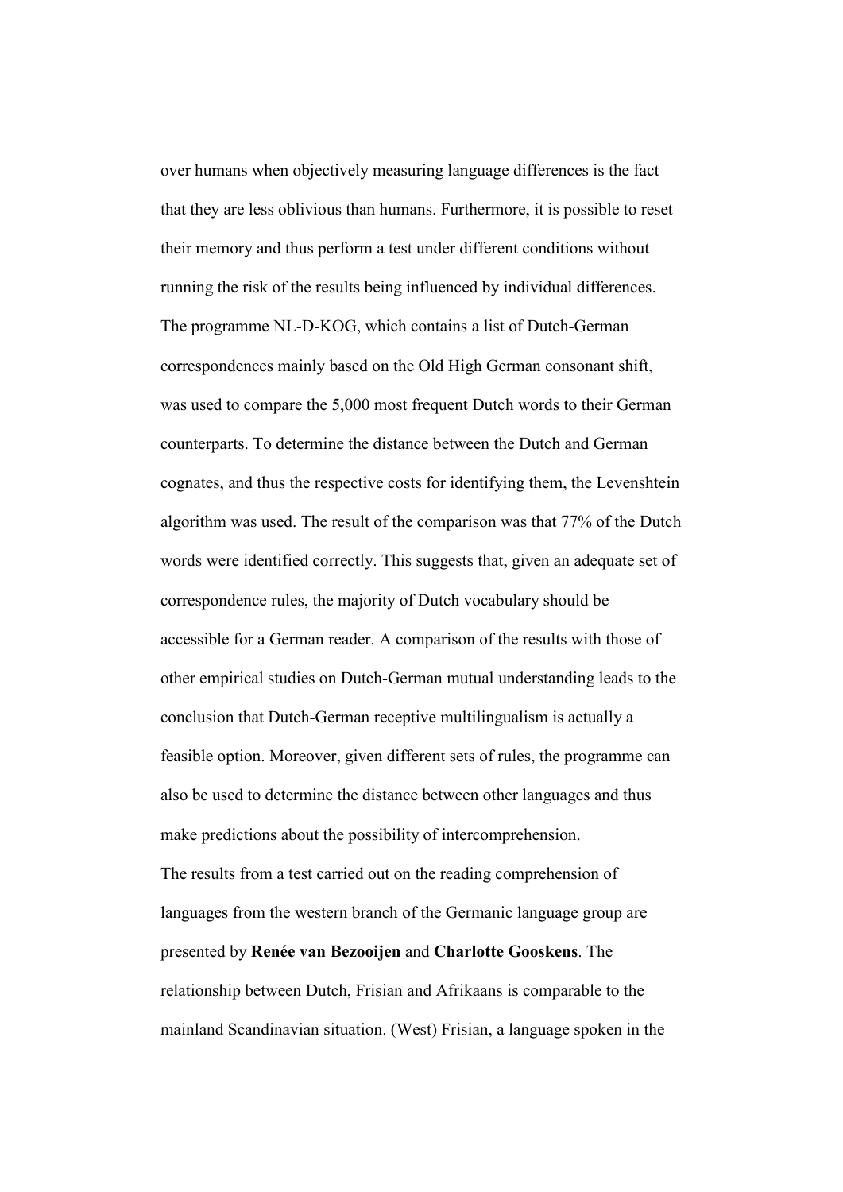over humans when objectively measuring language differences is the fact that they are less oblivious than humans. Furthermore, it is possible to reset their memory and thus perform a test under different conditions without running the risk of the results being influenced by individual differences. The programme NL-D-KOG, which contains a list of Dutch-German correspondences mainly based on the Old High German consonant shift, was used to compare the 5,000 most frequent Dutch words to their German counterparts. To determine the distance between the Dutch and German cognates, and thus the respective costs for identifying them, the Levenshtein algorithm was used. The result of the comparison was that 77% of the Dutch words were identified correctly. This suggests that, given an adequate set of correspondence rules, the majority of Dutch vocabulary should be accessible for a German reader. A comparison of the results with those of other empirical studies on Dutch-German mutual understanding leads to the conclusion that Dutch-German receptive multilingualism is actually a feasible option. Moreover, given different sets of rules, the programme can also be used to determine the distance between other languages and thus make predictions about the possibility of intercomprehension.

The results from a test carried out on the reading comprehension of languages from the western branch of the Germanic language group are presented by **Renée van Bezooijen** and **Charlotte Gooskens**. The relationship between Dutch, Frisian and Afrikaans is comparable to the mainland Scandinavian situation. (West) Frisian, a language spoken in the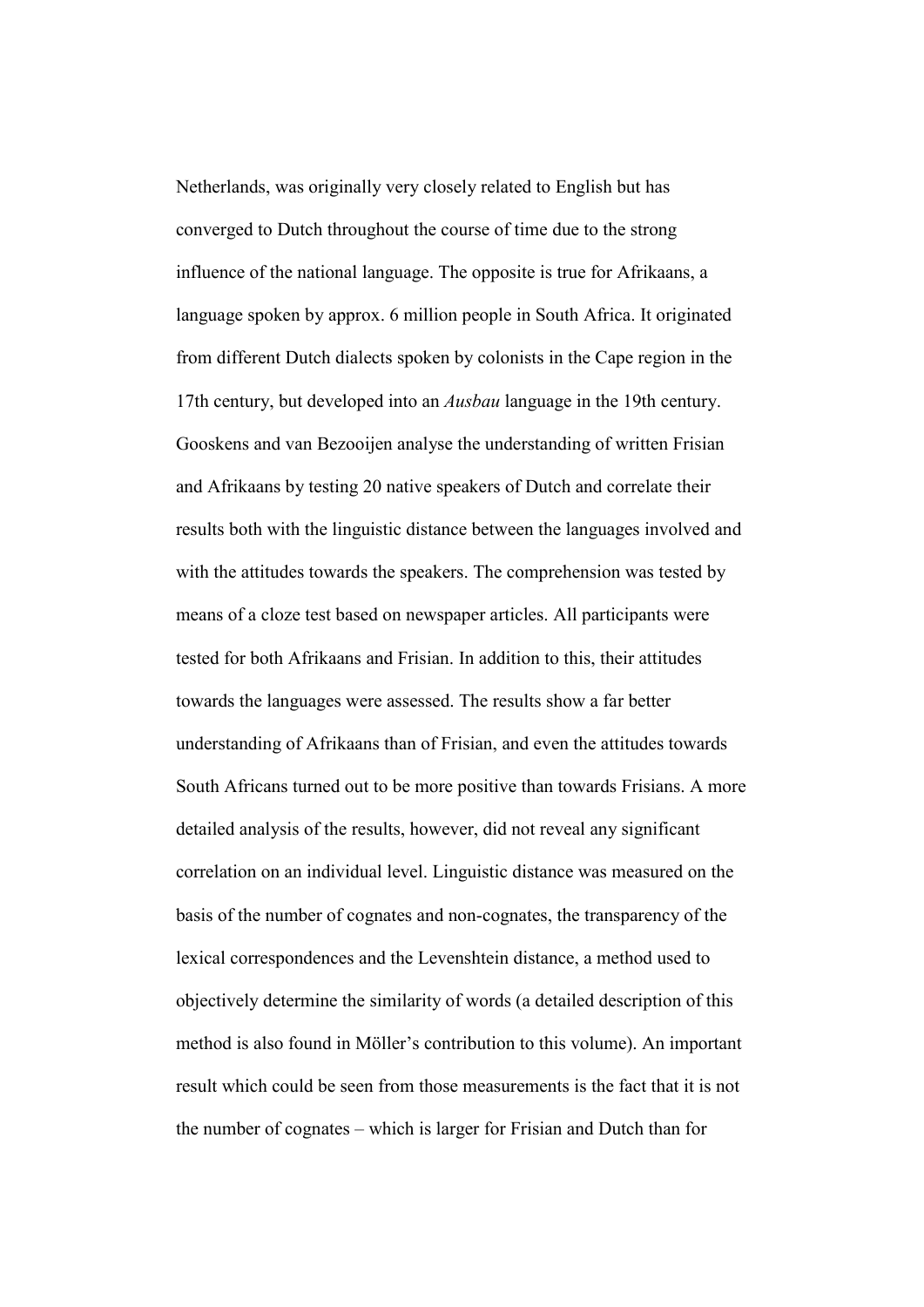Netherlands, was originally very closely related to English but has converged to Dutch throughout the course of time due to the strong influence of the national language. The opposite is true for Afrikaans, a language spoken by approx. 6 million people in South Africa. It originated from different Dutch dialects spoken by colonists in the Cape region in the 17th century, but developed into an *Ausbau* language in the 19th century. Gooskens and van Bezooijen analyse the understanding of written Frisian and Afrikaans by testing 20 native speakers of Dutch and correlate their results both with the linguistic distance between the languages involved and with the attitudes towards the speakers. The comprehension was tested by means of a cloze test based on newspaper articles. All participants were tested for both Afrikaans and Frisian. In addition to this, their attitudes towards the languages were assessed. The results show a far better understanding of Afrikaans than of Frisian, and even the attitudes towards South Africans turned out to be more positive than towards Frisians. A more detailed analysis of the results, however, did not reveal any significant correlation on an individual level. Linguistic distance was measured on the basis of the number of cognates and non-cognates, the transparency of the lexical correspondences and the Levenshtein distance, a method used to objectively determine the similarity of words (a detailed description of this method is also found in Möller's contribution to this volume). An important result which could be seen from those measurements is the fact that it is not the number of cognates – which is larger for Frisian and Dutch than for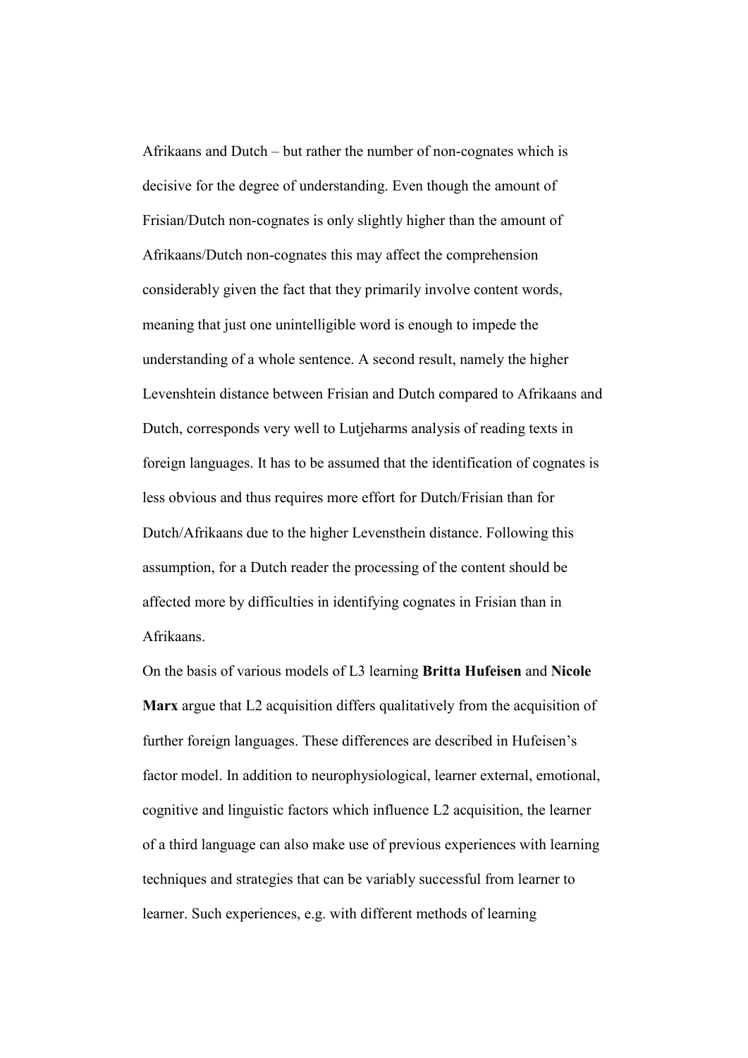Afrikaans and Dutch – but rather the number of non-cognates which is decisive for the degree of understanding. Even though the amount of Frisian/Dutch non-cognates is only slightly higher than the amount of Afrikaans/Dutch non-cognates this may affect the comprehension considerably given the fact that they primarily involve content words, meaning that just one unintelligible word is enough to impede the understanding of a whole sentence. A second result, namely the higher Levenshtein distance between Frisian and Dutch compared to Afrikaans and Dutch, corresponds very well to Lutjeharms analysis of reading texts in foreign languages. It has to be assumed that the identification of cognates is less obvious and thus requires more effort for Dutch/Frisian than for Dutch/Afrikaans due to the higher Levensthein distance. Following this assumption, for a Dutch reader the processing of the content should be affected more by difficulties in identifying cognates in Frisian than in Afrikaans.

On the basis of various models of L3 learning **Britta Hufeisen** and **Nicole Marx** argue that L2 acquisition differs qualitatively from the acquisition of further foreign languages. These differences are described in Hufeisen's factor model. In addition to neurophysiological, learner external, emotional, cognitive and linguistic factors which influence L2 acquisition, the learner of a third language can also make use of previous experiences with learning techniques and strategies that can be variably successful from learner to learner. Such experiences, e.g. with different methods of learning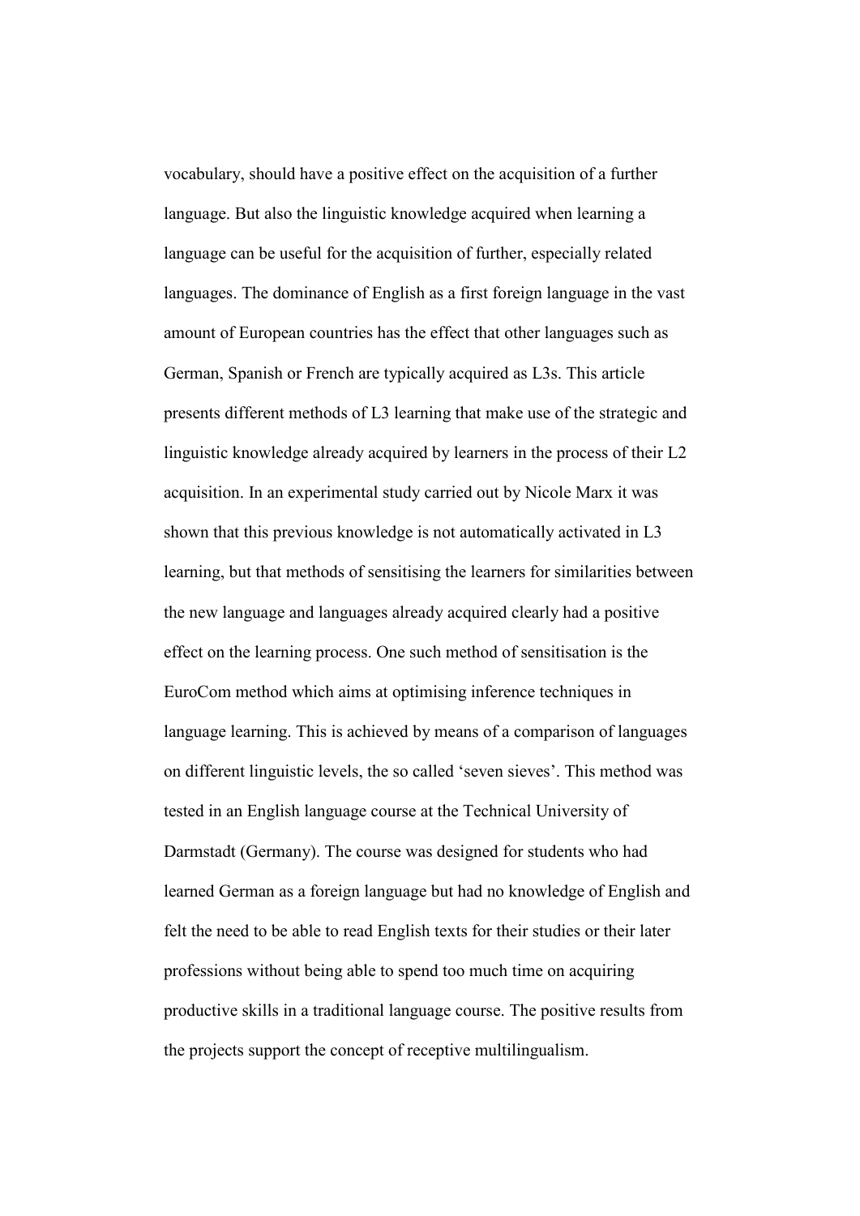vocabulary, should have a positive effect on the acquisition of a further language. But also the linguistic knowledge acquired when learning a language can be useful for the acquisition of further, especially related languages. The dominance of English as a first foreign language in the vast amount of European countries has the effect that other languages such as German, Spanish or French are typically acquired as L3s. This article presents different methods of L3 learning that make use of the strategic and linguistic knowledge already acquired by learners in the process of their L2 acquisition. In an experimental study carried out by Nicole Marx it was shown that this previous knowledge is not automatically activated in L3 learning, but that methods of sensitising the learners for similarities between the new language and languages already acquired clearly had a positive effect on the learning process. One such method of sensitisation is the EuroCom method which aims at optimising inference techniques in language learning. This is achieved by means of a comparison of languages on different linguistic levels, the so called 'seven sieves'. This method was tested in an English language course at the Technical University of Darmstadt (Germany). The course was designed for students who had learned German as a foreign language but had no knowledge of English and felt the need to be able to read English texts for their studies or their later professions without being able to spend too much time on acquiring productive skills in a traditional language course. The positive results from the projects support the concept of receptive multilingualism.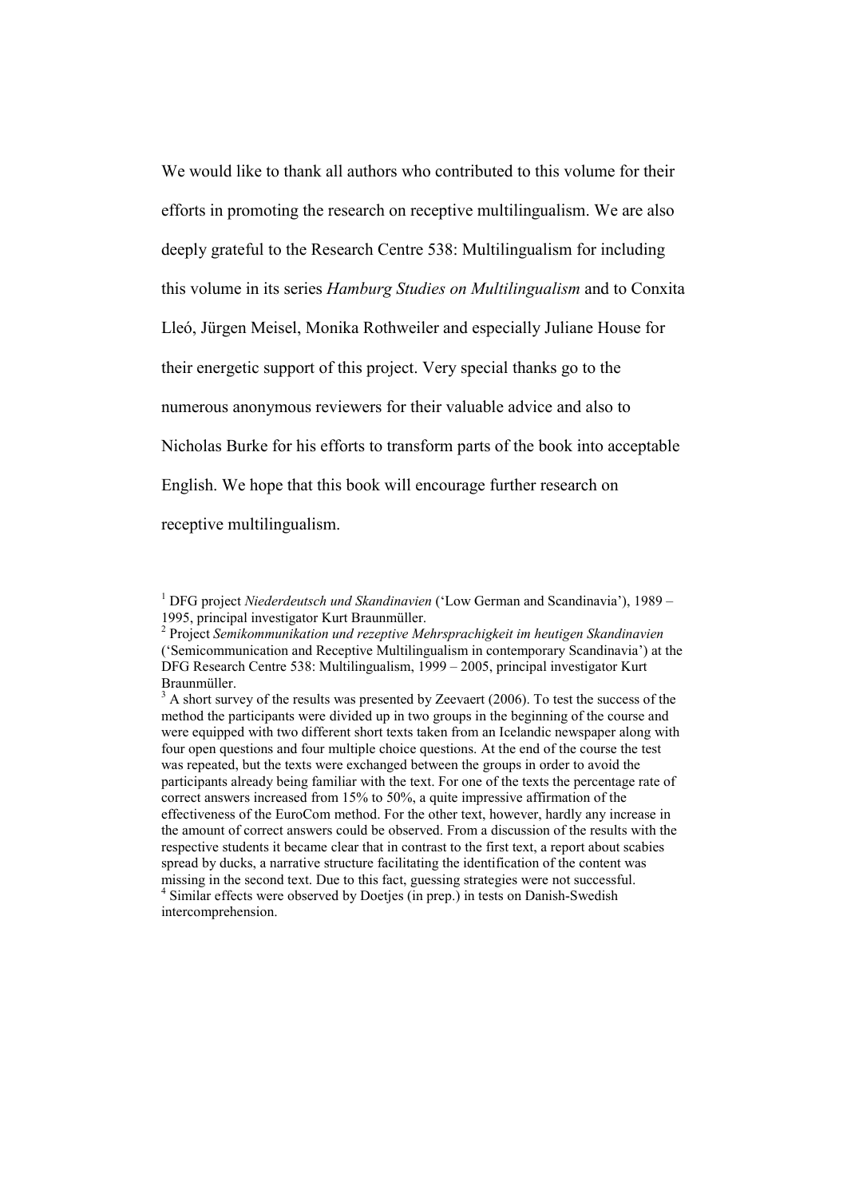We would like to thank all authors who contributed to this volume for their efforts in promoting the research on receptive multilingualism. We are also deeply grateful to the Research Centre 538: Multilingualism for including this volume in its series *Hamburg Studies on Multilingualism* and to Conxita Lleó, Jürgen Meisel, Monika Rothweiler and especially Juliane House for their energetic support of this project. Very special thanks go to the numerous anonymous reviewers for their valuable advice and also to Nicholas Burke for his efforts to transform parts of the book into acceptable English. We hope that this book will encourage further research on receptive multilingualism.

[1] DFG project *Niederdeutsch und Skandinavien* ('Low German and Scandinavia'), 1989 – 1995, principal investigator Kurt Braunmüller.

[2] Project *Semikommunikation und rezeptive Mehrsprachigkeit im heutigen Skandinavien* ('Semicommunication and Receptive Multilingualism in contemporary Scandinavia') at the DFG Research Centre 538: Multilingualism, 1999 – 2005, principal investigator Kurt Braunmüller.

[3] A short survey of the results was presented by Zeevaert (2006). To test the success of the method the participants were divided up in two groups in the beginning of the course and were equipped with two different short texts taken from an Icelandic newspaper along with four open questions and four multiple choice questions. At the end of the course the test was repeated, but the texts were exchanged between the groups in order to avoid the participants already being familiar with the text. For one of the texts the percentage rate of correct answers increased from 15% to 50%, a quite impressive affirmation of the effectiveness of the EuroCom method. For the other text, however, hardly any increase in the amount of correct answers could be observed. From a discussion of the results with the respective students it became clear that in contrast to the first text, a report about scabies spread by ducks, a narrative structure facilitating the identification of the content was missing in the second text. Due to this fact, guessing strategies were not successful.

[4] Similar effects were observed by Doetjes (in prep.) in tests on Danish-Swedish intercomprehension.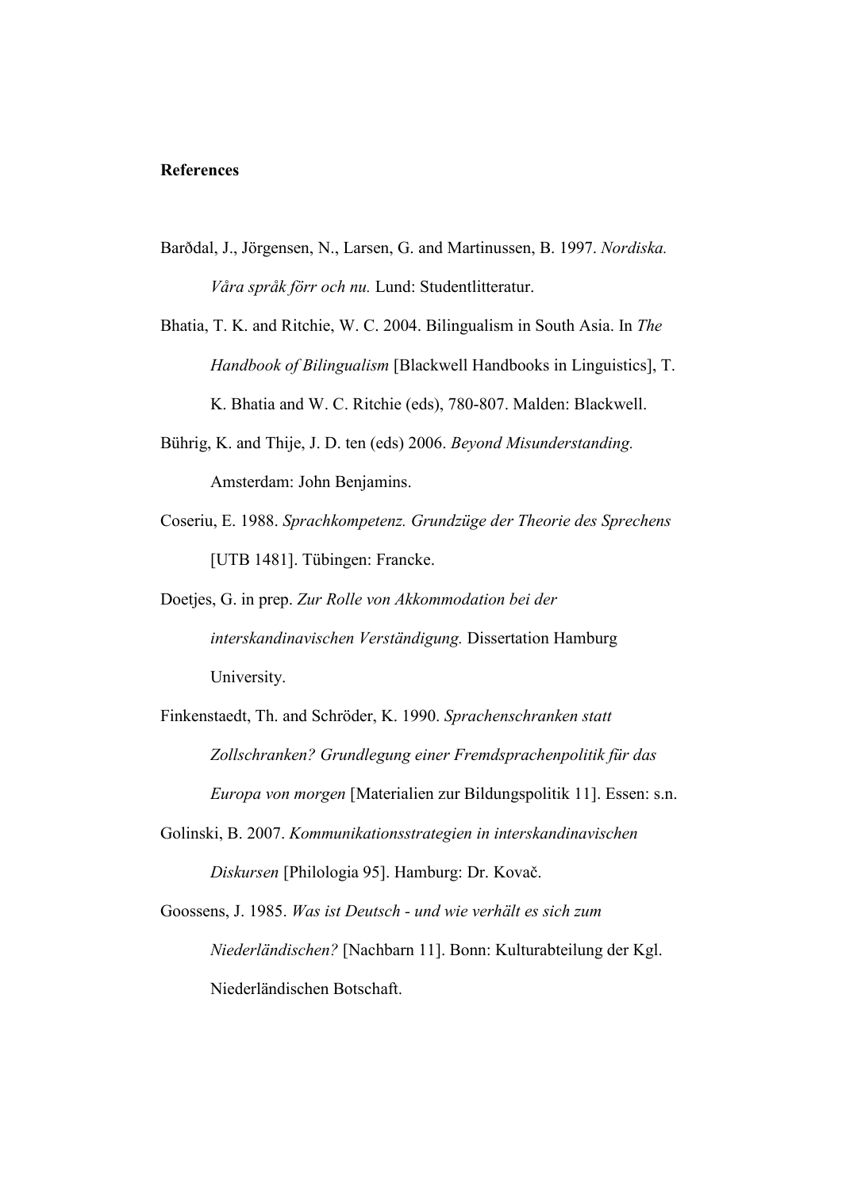**References**

Barðdal, J., Jörgensen, N., Larsen, G. and Martinussen, B. 1997. *Nordiska. Våra språk förr och nu.* Lund: Studentlitteratur.

Bhatia, T. K. and Ritchie, W. C. 2004. Bilingualism in South Asia. In *The Handbook of Bilingualism* [Blackwell Handbooks in Linguistics], T. K. Bhatia and W. C. Ritchie (eds), 780-807. Malden: Blackwell.

Bührig, K. and Thije, J. D. ten (eds) 2006. *Beyond Misunderstanding.* Amsterdam: John Benjamins.

Coseriu, E. 1988. *Sprachkompetenz. Grundzüge der Theorie des Sprechens* [UTB 1481]. Tübingen: Francke.

Doetjes, G. in prep. *Zur Rolle von Akkommodation bei der interskandinavischen Verständigung.* Dissertation Hamburg University.

Finkenstaedt, Th. and Schröder, K. 1990. *Sprachenschranken statt Zollschranken? Grundlegung einer Fremdsprachenpolitik für das Europa von morgen* [Materialien zur Bildungspolitik 11]. Essen: s.n.

Golinski, B. 2007. *Kommunikationsstrategien in interskandinavischen Diskursen* [Philologia 95]. Hamburg: Dr. Kovač.

Goossens, J. 1985. *Was ist Deutsch - und wie verhält es sich zum Niederländischen?* [Nachbarn 11]. Bonn: Kulturabteilung der Kgl. Niederländischen Botschaft.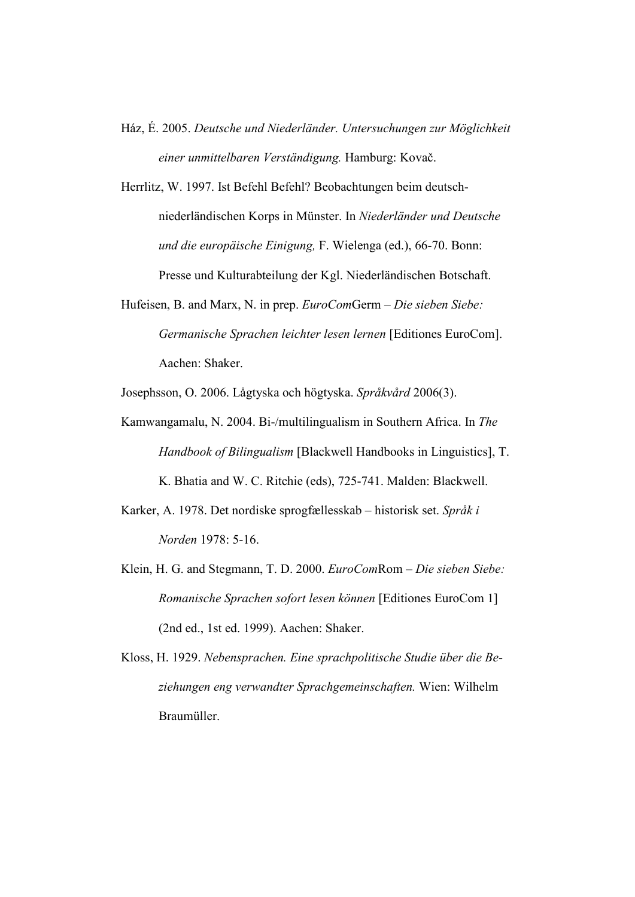Ház, É. 2005. *Deutsche und Niederländer. Untersuchungen zur Möglichkeit einer unmittelbaren Verständigung.* Hamburg: Kovač.

Herrlitz, W. 1997. Ist Befehl Befehl? Beobachtungen beim deutsch-niederländischen Korps in Münster. In *Niederländer und Deutsche und die europäische Einigung,* F. Wielenga (ed.), 66-70. Bonn: Presse und Kulturabteilung der Kgl. Niederländischen Botschaft.

Hufeisen, B. and Marx, N. in prep. *EuroCom*Germ – *Die sieben Siebe: Germanische Sprachen leichter lesen lernen* [Editiones EuroCom]. Aachen: Shaker.

Josephsson, O. 2006. Lågtyska och högtyska. *Språkvård* 2006(3).

Kamwangamalu, N. 2004. Bi-/multilingualism in Southern Africa. In *The Handbook of Bilingualism* [Blackwell Handbooks in Linguistics], T. K. Bhatia and W. C. Ritchie (eds), 725-741. Malden: Blackwell.

Karker, A. 1978. Det nordiske sprogfællesskab – historisk set. *Språk i Norden* 1978: 5-16.

Klein, H. G. and Stegmann, T. D. 2000. *EuroCom*Rom – *Die sieben Siebe: Romanische Sprachen sofort lesen können* [Editiones EuroCom 1] (2nd ed., 1st ed. 1999). Aachen: Shaker.

Kloss, H. 1929. *Nebensprachen. Eine sprachpolitische Studie über die Beziehungen eng verwandter Sprachgemeinschaften.* Wien: Wilhelm Braumüller.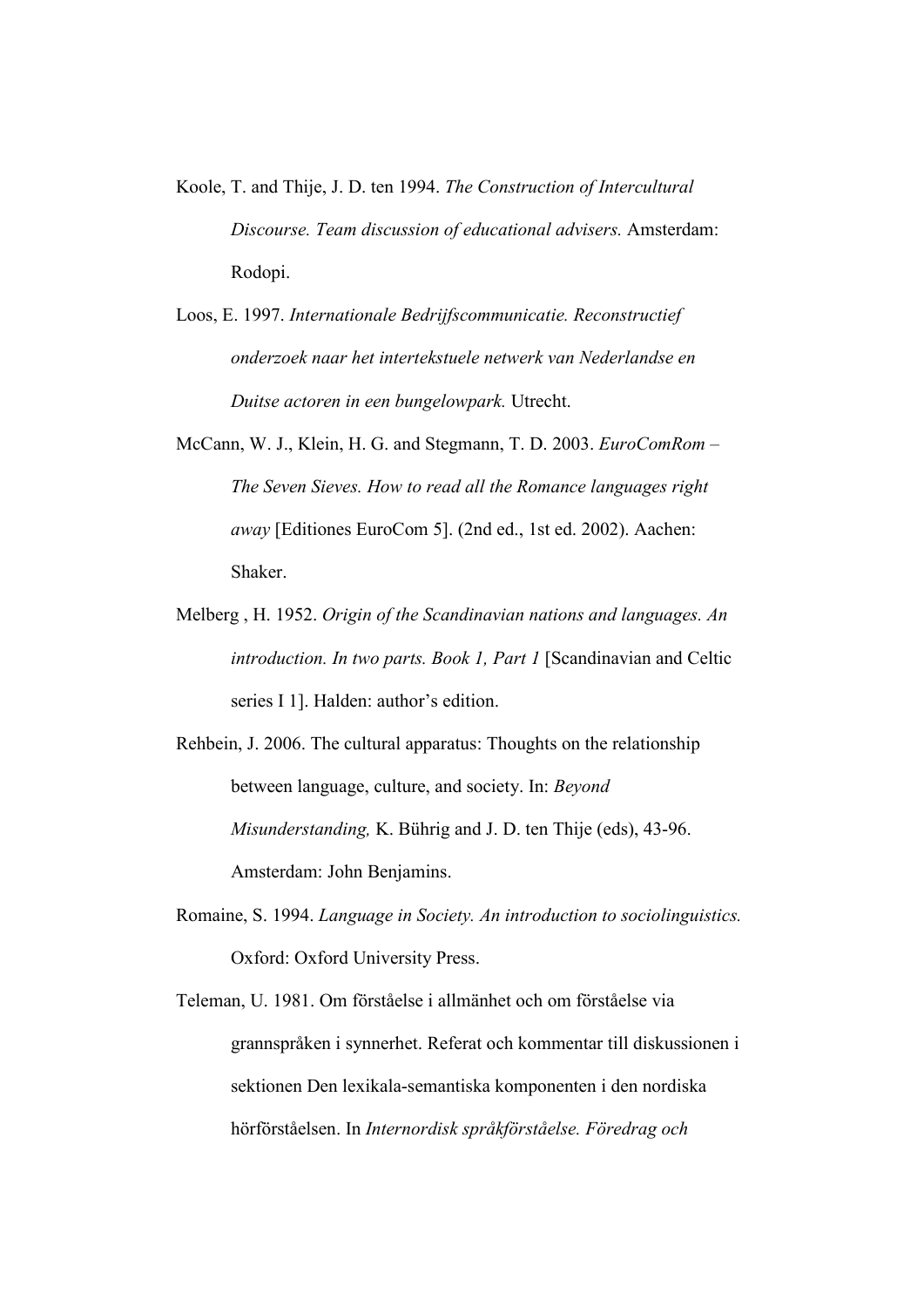Koole, T. and Thije, J. D. ten 1994. *The Construction of Intercultural Discourse. Team discussion of educational advisers.* Amsterdam: Rodopi.

Loos, E. 1997. *Internationale Bedrijfscommunicatie. Reconstructief onderzoek naar het intertekstuele netwerk van Nederlandse en Duitse actoren in een bungelowpark.* Utrecht.

McCann, W. J., Klein, H. G. and Stegmann, T. D. 2003. *EuroComRom – The Seven Sieves. How to read all the Romance languages right away* [Editiones EuroCom 5]. (2nd ed., 1st ed. 2002). Aachen: Shaker.

Melberg , H. 1952. *Origin of the Scandinavian nations and languages. An introduction. In two parts. Book 1, Part 1* [Scandinavian and Celtic series I 1]. Halden: author's edition.

Rehbein, J. 2006. The cultural apparatus: Thoughts on the relationship between language, culture, and society. In: *Beyond Misunderstanding,* K. Bührig and J. D. ten Thije (eds), 43-96. Amsterdam: John Benjamins.

Romaine, S. 1994. *Language in Society. An introduction to sociolinguistics.* Oxford: Oxford University Press.

Teleman, U. 1981. Om förståelse i allmänhet och om förståelse via grannspråken i synnerhet. Referat och kommentar till diskussionen i sektionen Den lexikala-semantiska komponenten i den nordiska hörförståelsen. In *Internordisk språkförståelse. Föredrag och*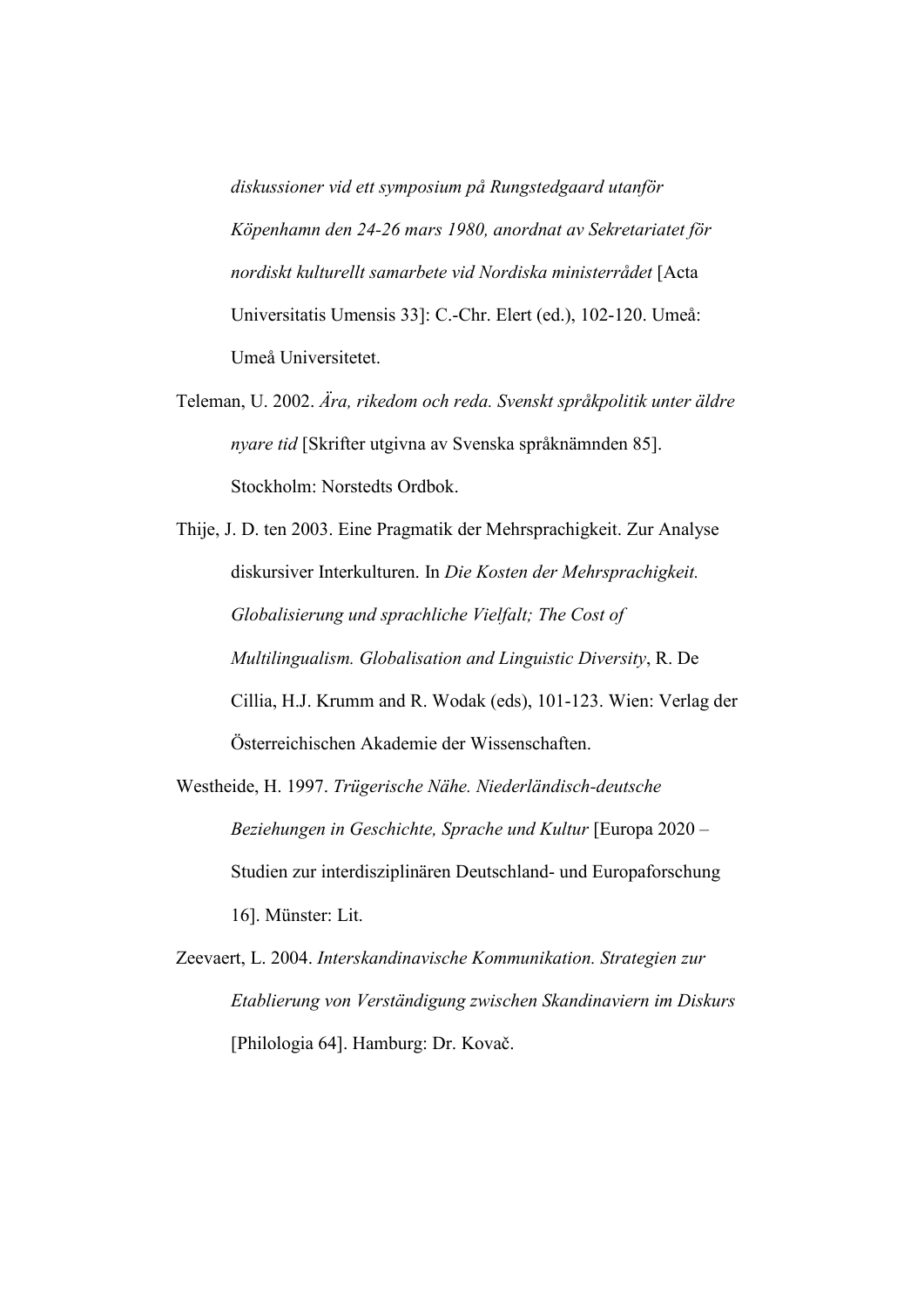*diskussioner vid ett symposium på Rungstedgaard utanför Köpenhamn den 24-26 mars 1980, anordnat av Sekretariatet för nordiskt kulturellt samarbete vid Nordiska ministerrådet* [Acta Universitatis Umensis 33]: C.-Chr. Elert (ed.), 102-120. Umeå: Umeå Universitetet.

Teleman, U. 2002. *Ära, rikedom och reda. Svenskt språkpolitik unter äldre nyare tid* [Skrifter utgivna av Svenska språknämnden 85]. Stockholm: Norstedts Ordbok.

Thije, J. D. ten 2003. Eine Pragmatik der Mehrsprachigkeit. Zur Analyse diskursiver Interkulturen. In *Die Kosten der Mehrsprachigkeit. Globalisierung und sprachliche Vielfalt; The Cost of Multilingualism. Globalisation and Linguistic Diversity*, R. De Cillia, H.J. Krumm and R. Wodak (eds), 101-123. Wien: Verlag der Österreichischen Akademie der Wissenschaften.

Westheide, H. 1997. *Trügerische Nähe. Niederländisch-deutsche Beziehungen in Geschichte, Sprache und Kultur* [Europa 2020 – Studien zur interdisziplinären Deutschland- und Europaforschung 16]. Münster: Lit.

Zeevaert, L. 2004. *Interskandinavische Kommunikation. Strategien zur Etablierung von Verständigung zwischen Skandinaviern im Diskurs* [Philologia 64]. Hamburg: Dr. Kovač.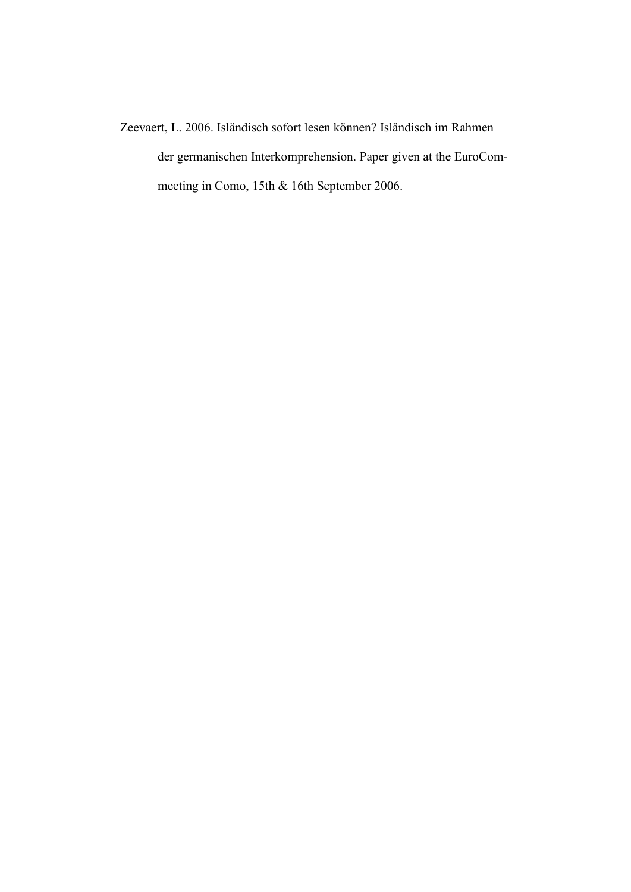Zeevaert, L. 2006. Isländisch sofort lesen können? Isländisch im Rahmen der germanischen Interkomprehension. Paper given at the EuroCom-meeting in Como, 15th & 16th September 2006.